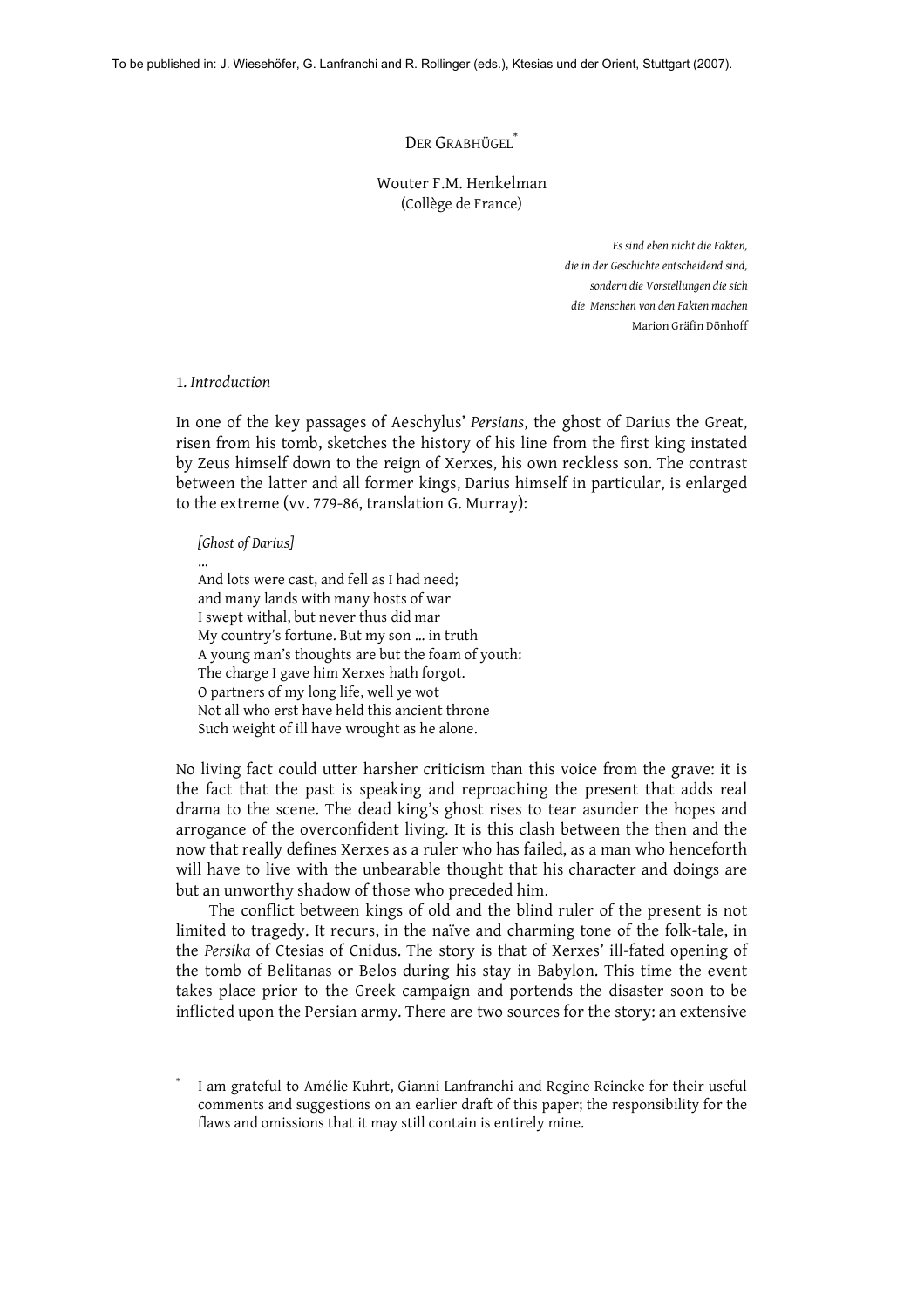To be published in: J. Wiesehöfer, G. Lanfranchi and R. Rollinger (eds.), Ktesias und der Orient, Stuttgart (2007).

# DER GRABHÜGEL*

Wouter F.M. Henkelman
(Collège de France)

> *Es sind eben nicht die Fakten,*
> *die in der Geschichte entscheidend sind,*
> *sondern die Vorstellungen die sich*
> *die Menschen von den Fakten machen*
> Marion Gräfin Dönhoff

## 1. *Introduction*

In one of the key passages of Aeschylus' *Persians*, the ghost of Darius the Great, risen from his tomb, sketches the history of his line from the first king instated by Zeus himself down to the reign of Xerxes, his own reckless son. The contrast between the latter and all former kings, Darius himself in particular, is enlarged to the extreme (vv. 779-86, translation G. Murray):

> *[Ghost of Darius]*
> ...
> And lots were cast, and fell as I had need;
> and many lands with many hosts of war
> I swept withal, but never thus did mar
> My country's fortune. But my son ... in truth
> A young man's thoughts are but the foam of youth:
> The charge I gave him Xerxes hath forgot.
> O partners of my long life, well ye wot
> Not all who erst have held this ancient throne
> Such weight of ill have wrought as he alone.

No living fact could utter harsher criticism than this voice from the grave: it is the fact that the past is speaking and reproaching the present that adds real drama to the scene. The dead king's ghost rises to tear asunder the hopes and arrogance of the overconfident living. It is this clash between the then and the now that really defines Xerxes as a ruler who has failed, as a man who henceforth will have to live with the unbearable thought that his character and doings are but an unworthy shadow of those who preceded him.

The conflict between kings of old and the blind ruler of the present is not limited to tragedy. It recurs, in the naïve and charming tone of the folk-tale, in the *Persika* of Ctesias of Cnidus. The story is that of Xerxes' ill-fated opening of the tomb of Belitanas or Belos during his stay in Babylon. This time the event takes place prior to the Greek campaign and portends the disaster soon to be inflicted upon the Persian army. There are two sources for the story: an extensive

* I am grateful to Amélie Kuhrt, Gianni Lanfranchi and Regine Reincke for their useful comments and suggestions on an earlier draft of this paper; the responsibility for the flaws and omissions that it may still contain is entirely mine.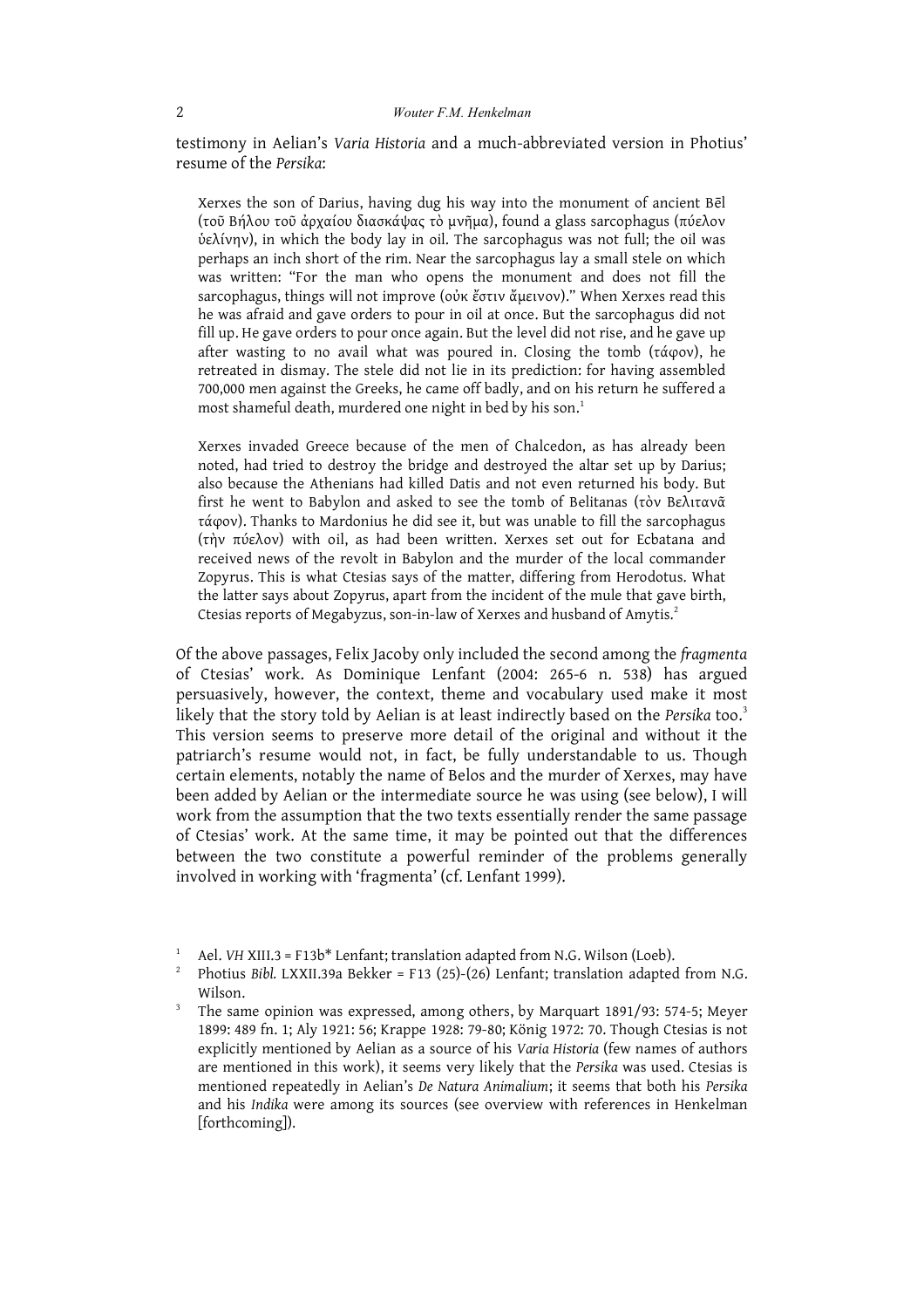testimony in Aelian's *Varia Historia* and a much-abbreviated version in Photius' resume of the *Persika*:

> Xerxes the son of Darius, having dug his way into the monument of ancient Bēl (τοῦ Βήλου τοῦ ἀρχαίου διασκάψας τὸ μνῆμα), found a glass sarcophagus (πύελον ὑελίνην), in which the body lay in oil. The sarcophagus was not full; the oil was perhaps an inch short of the rim. Near the sarcophagus lay a small stele on which was written: "For the man who opens the monument and does not fill the sarcophagus, things will not improve (οὐκ ἔστιν ἄμεινον)." When Xerxes read this he was afraid and gave orders to pour in oil at once. But the sarcophagus did not fill up. He gave orders to pour once again. But the level did not rise, and he gave up after wasting to no avail what was poured in. Closing the tomb (τάφον), he retreated in dismay. The stele did not lie in its prediction: for having assembled 700,000 men against the Greeks, he came off badly, and on his return he suffered a most shameful death, murdered one night in bed by his son.[1]

> Xerxes invaded Greece because of the men of Chalcedon, as has already been noted, had tried to destroy the bridge and destroyed the altar set up by Darius; also because the Athenians had killed Datis and not even returned his body. But first he went to Babylon and asked to see the tomb of Belitanas (τὸν Βελιτανᾶ τάφον). Thanks to Mardonius he did see it, but was unable to fill the sarcophagus (τὴν πύελον) with oil, as had been written. Xerxes set out for Ecbatana and received news of the revolt in Babylon and the murder of the local commander Zopyrus. This is what Ctesias says of the matter, differing from Herodotus. What the latter says about Zopyrus, apart from the incident of the mule that gave birth, Ctesias reports of Megabyzus, son-in-law of Xerxes and husband of Amytis.[2]

Of the above passages, Felix Jacoby only included the second among the *fragmenta* of Ctesias' work. As Dominique Lenfant (2004: 265-6 n. 538) has argued persuasively, however, the context, theme and vocabulary used make it most likely that the story told by Aelian is at least indirectly based on the *Persika* too.[3] This version seems to preserve more detail of the original and without it the patriarch's resume would not, in fact, be fully understandable to us. Though certain elements, notably the name of Belos and the murder of Xerxes, may have been added by Aelian or the intermediate source he was using (see below), I will work from the assumption that the two texts essentially render the same passage of Ctesias' work. At the same time, it may be pointed out that the differences between the two constitute a powerful reminder of the problems generally involved in working with 'fragmenta' (cf. Lenfant 1999).

---

[1] Ael. *VH* XIII.3 = F13b* Lenfant; translation adapted from N.G. Wilson (Loeb).

[2] Photius *Bibl.* LXXII.39a Bekker = F13 (25)-(26) Lenfant; translation adapted from N.G. Wilson.

[3] The same opinion was expressed, among others, by Marquart 1891/93: 574-5; Meyer 1899: 489 fn. 1; Aly 1921: 56; Krappe 1928: 79-80; König 1972: 70. Though Ctesias is not explicitly mentioned by Aelian as a source of his *Varia Historia* (few names of authors are mentioned in this work), it seems very likely that the *Persika* was used. Ctesias is mentioned repeatedly in Aelian's *De Natura Animalium*; it seems that both his *Persika* and his *Indika* were among its sources (see overview with references in Henkelman [forthcoming]).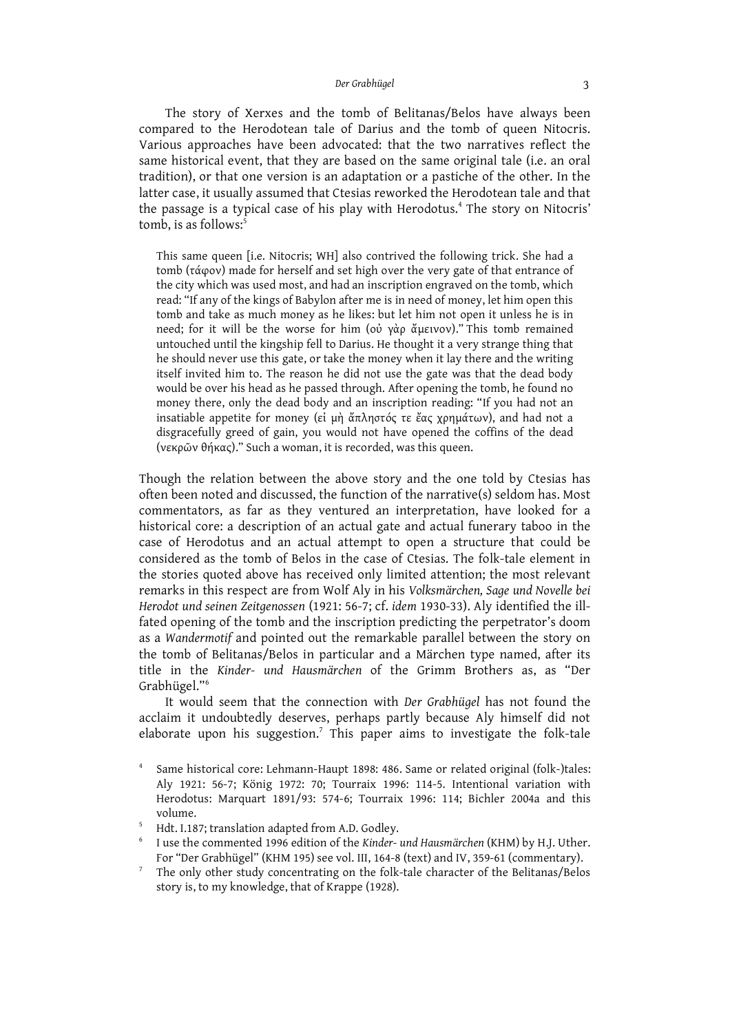The story of Xerxes and the tomb of Belitanas/Belos have always been compared to the Herodotean tale of Darius and the tomb of queen Nitocris. Various approaches have been advocated: that the two narratives reflect the same historical event, that they are based on the same original tale (i.e. an oral tradition), or that one version is an adaptation or a pastiche of the other. In the latter case, it usually assumed that Ctesias reworked the Herodotean tale and that the passage is a typical case of his play with Herodotus.[4] The story on Nitocris' tomb, is as follows:[5]

> This same queen [i.e. Nitocris; WH] also contrived the following trick. She had a tomb (τάφον) made for herself and set high over the very gate of that entrance of the city which was used most, and had an inscription engraved on the tomb, which read: "If any of the kings of Babylon after me is in need of money, let him open this tomb and take as much money as he likes: but let him not open it unless he is in need; for it will be the worse for him (οὐ γὰρ ἄμεινον)." This tomb remained untouched until the kingship fell to Darius. He thought it a very strange thing that he should never use this gate, or take the money when it lay there and the writing itself invited him to. The reason he did not use the gate was that the dead body would be over his head as he passed through. After opening the tomb, he found no money there, only the dead body and an inscription reading: "If you had not an insatiable appetite for money (εἰ μὴ ἄπληστός τε ἔας χρημάτων), and had not a disgracefully greed of gain, you would not have opened the coffins of the dead (νεκρῶν θήκας)." Such a woman, it is recorded, was this queen.

Though the relation between the above story and the one told by Ctesias has often been noted and discussed, the function of the narrative(s) seldom has. Most commentators, as far as they ventured an interpretation, have looked for a historical core: a description of an actual gate and actual funerary taboo in the case of Herodotus and an actual attempt to open a structure that could be considered as the tomb of Belos in the case of Ctesias. The folk-tale element in the stories quoted above has received only limited attention; the most relevant remarks in this respect are from Wolf Aly in his *Volksmärchen, Sage und Novelle bei Herodot und seinen Zeitgenossen* (1921: 56-7; cf. *idem* 1930-33). Aly identified the ill-fated opening of the tomb and the inscription predicting the perpetrator's doom as a *Wandermotif* and pointed out the remarkable parallel between the story on the tomb of Belitanas/Belos in particular and a Märchen type named, after its title in the *Kinder- und Hausmärchen* of the Grimm Brothers as, as "Der Grabhügel."[6]

It would seem that the connection with *Der Grabhügel* has not found the acclaim it undoubtedly deserves, perhaps partly because Aly himself did not elaborate upon his suggestion.[7] This paper aims to investigate the folk-tale

---

[4] Same historical core: Lehmann-Haupt 1898: 486. Same or related original (folk-)tales: Aly 1921: 56-7; König 1972: 70; Tourraix 1996: 114-5. Intentional variation with Herodotus: Marquart 1891/93: 574-6; Tourraix 1996: 114; Bichler 2004a and this volume.

[5] Hdt. I.187; translation adapted from A.D. Godley.

[6] I use the commented 1996 edition of the *Kinder- und Hausmärchen* (KHM) by H.J. Uther. For "Der Grabhügel" (KHM 195) see vol. III, 164-8 (text) and IV, 359-61 (commentary).

[7] The only other study concentrating on the folk-tale character of the Belitanas/Belos story is, to my knowledge, that of Krappe (1928).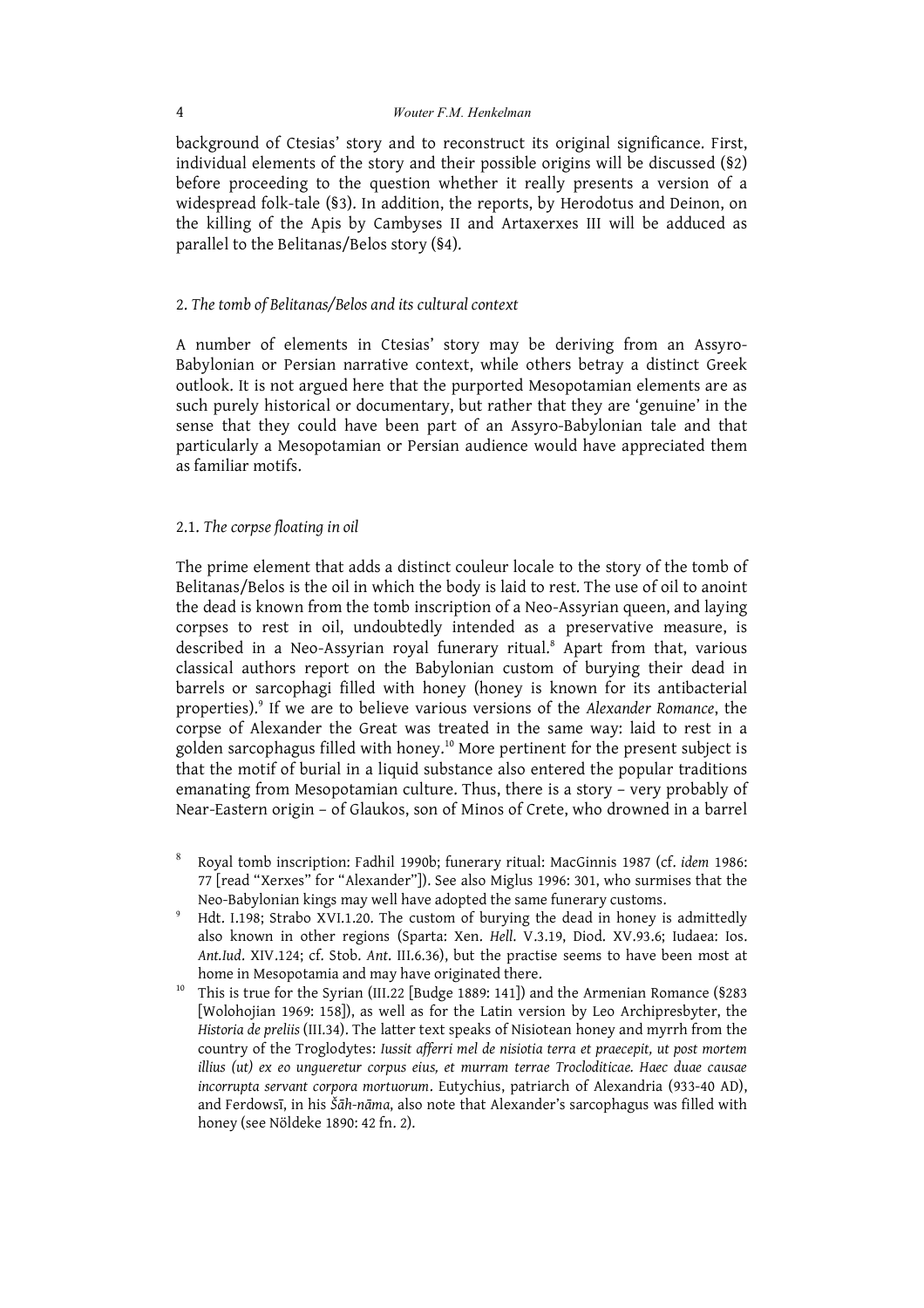background of Ctesias' story and to reconstruct its original significance. First, individual elements of the story and their possible origins will be discussed (§2) before proceeding to the question whether it really presents a version of a widespread folk-tale (§3). In addition, the reports, by Herodotus and Deinon, on the killing of the Apis by Cambyses II and Artaxerxes III will be adduced as parallel to the Belitanas/Belos story (§4).

## 2. *The tomb of Belitanas/Belos and its cultural context*

A number of elements in Ctesias' story may be deriving from an Assyro-Babylonian or Persian narrative context, while others betray a distinct Greek outlook. It is not argued here that the purported Mesopotamian elements are as such purely historical or documentary, but rather that they are 'genuine' in the sense that they could have been part of an Assyro-Babylonian tale and that particularly a Mesopotamian or Persian audience would have appreciated them as familiar motifs.

### 2.1. *The corpse floating in oil*

The prime element that adds a distinct couleur locale to the story of the tomb of Belitanas/Belos is the oil in which the body is laid to rest. The use of oil to anoint the dead is known from the tomb inscription of a Neo-Assyrian queen, and laying corpses to rest in oil, undoubtedly intended as a preservative measure, is described in a Neo-Assyrian royal funerary ritual.[8] Apart from that, various classical authors report on the Babylonian custom of burying their dead in barrels or sarcophagi filled with honey (honey is known for its antibacterial properties).[9] If we are to believe various versions of the *Alexander Romance*, the corpse of Alexander the Great was treated in the same way: laid to rest in a golden sarcophagus filled with honey.[10] More pertinent for the present subject is that the motif of burial in a liquid substance also entered the popular traditions emanating from Mesopotamian culture. Thus, there is a story – very probably of Near-Eastern origin – of Glaukos, son of Minos of Crete, who drowned in a barrel

---

[8] Royal tomb inscription: Fadhil 1990b; funerary ritual: MacGinnis 1987 (cf. *idem* 1986: 77 [read "Xerxes" for "Alexander"]). See also Miglus 1996: 301, who surmises that the Neo-Babylonian kings may well have adopted the same funerary customs.

[9] Hdt. I.198; Strabo XVI.1.20. The custom of burying the dead in honey is admittedly also known in other regions (Sparta: Xen. *Hell.* V.3.19, Diod. XV.93.6; Iudaea: Ios. *Ant.Iud.* XIV.124; cf. Stob. *Ant.* III.6.36), but the practise seems to have been most at home in Mesopotamia and may have originated there.

[10] This is true for the Syrian (III.22 [Budge 1889: 141]) and the Armenian Romance (§283 [Wolohojian 1969: 158]), as well as for the Latin version by Leo Archipresbyter, the *Historia de preliis* (III.34). The latter text speaks of Nisiotean honey and myrrh from the country of the Troglodytes: *Iussit afferri mel de nisiotia terra et praecepit, ut post mortem illius (ut) ex eo ungueretur corpus eius, et murram terrae Trocloditicae. Haec duae causae incorrupta servant corpora mortuorum*. Eutychius, patriarch of Alexandria (933-40 AD), and Ferdowsī, in his *Šāh-nāma*, also note that Alexander's sarcophagus was filled with honey (see Nöldeke 1890: 42 fn. 2).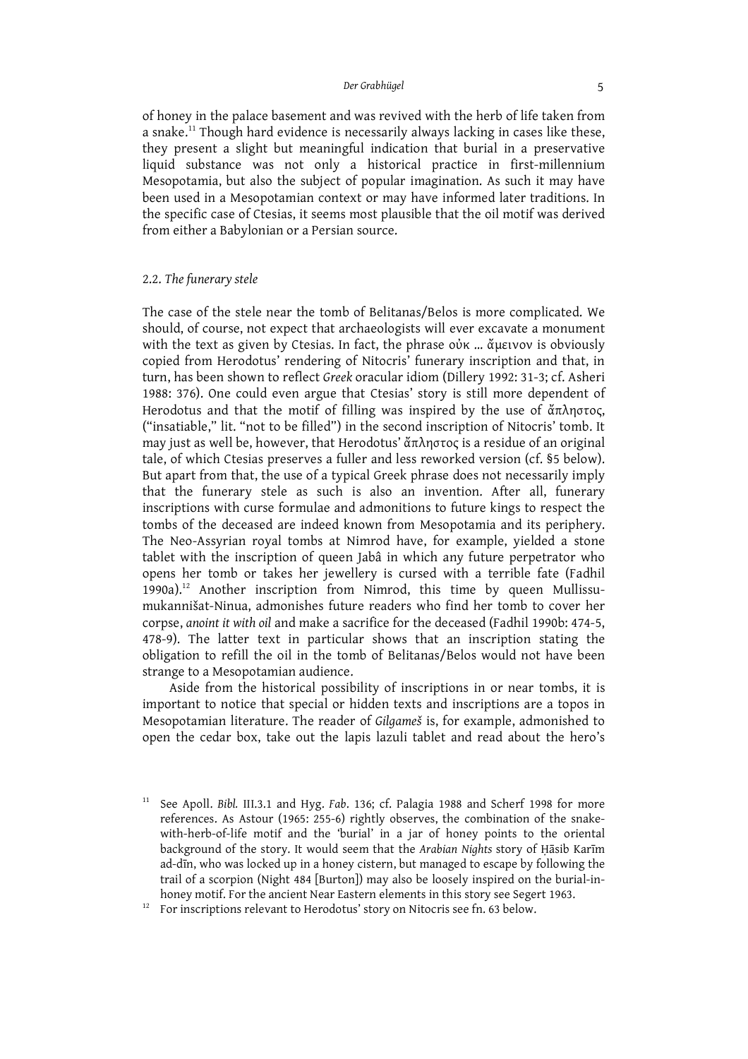of honey in the palace basement and was revived with the herb of life taken from a snake.[11] Though hard evidence is necessarily always lacking in cases like these, they present a slight but meaningful indication that burial in a preservative liquid substance was not only a historical practice in first-millennium Mesopotamia, but also the subject of popular imagination. As such it may have been used in a Mesopotamian context or may have informed later traditions. In the specific case of Ctesias, it seems most plausible that the oil motif was derived from either a Babylonian or a Persian source.

### 2.2. *The funerary stele*

The case of the stele near the tomb of Belitanas/Belos is more complicated. We should, of course, not expect that archaeologists will ever excavate a monument with the text as given by Ctesias. In fact, the phrase οὐκ … ἄμεινον is obviously copied from Herodotus' rendering of Nitocris' funerary inscription and that, in turn, has been shown to reflect *Greek* oracular idiom (Dillery 1992: 31-3; cf. Asheri 1988: 376). One could even argue that Ctesias' story is still more dependent of Herodotus and that the motif of filling was inspired by the use of ἄπληστος, ("insatiable," lit. "not to be filled") in the second inscription of Nitocris' tomb. It may just as well be, however, that Herodotus' ἄπληστος is a residue of an original tale, of which Ctesias preserves a fuller and less reworked version (cf. §5 below). But apart from that, the use of a typical Greek phrase does not necessarily imply that the funerary stele as such is also an invention. After all, funerary inscriptions with curse formulae and admonitions to future kings to respect the tombs of the deceased are indeed known from Mesopotamia and its periphery. The Neo-Assyrian royal tombs at Nimrod have, for example, yielded a stone tablet with the inscription of queen Jabâ in which any future perpetrator who opens her tomb or takes her jewellery is cursed with a terrible fate (Fadhil 1990a).[12] Another inscription from Nimrod, this time by queen Mullissu-mukannišat-Ninua, admonishes future readers who find her tomb to cover her corpse, *anoint it with oil* and make a sacrifice for the deceased (Fadhil 1990b: 474-5, 478-9). The latter text in particular shows that an inscription stating the obligation to refill the oil in the tomb of Belitanas/Belos would not have been strange to a Mesopotamian audience.

Aside from the historical possibility of inscriptions in or near tombs, it is important to notice that special or hidden texts and inscriptions are a topos in Mesopotamian literature. The reader of *Gilgameš* is, for example, admonished to open the cedar box, take out the lapis lazuli tablet and read about the hero's

---

[11] See Apoll. *Bibl.* III.3.1 and Hyg. *Fab*. 136; cf. Palagia 1988 and Scherf 1998 for more references. As Astour (1965: 255-6) rightly observes, the combination of the snake-with-herb-of-life motif and the 'burial' in a jar of honey points to the oriental background of the story. It would seem that the *Arabian Nights* story of Ḥāsib Karīm ad-dīn, who was locked up in a honey cistern, but managed to escape by following the trail of a scorpion (Night 484 [Burton]) may also be loosely inspired on the burial-in-honey motif. For the ancient Near Eastern elements in this story see Segert 1963.

[12] For inscriptions relevant to Herodotus' story on Nitocris see fn. 63 below.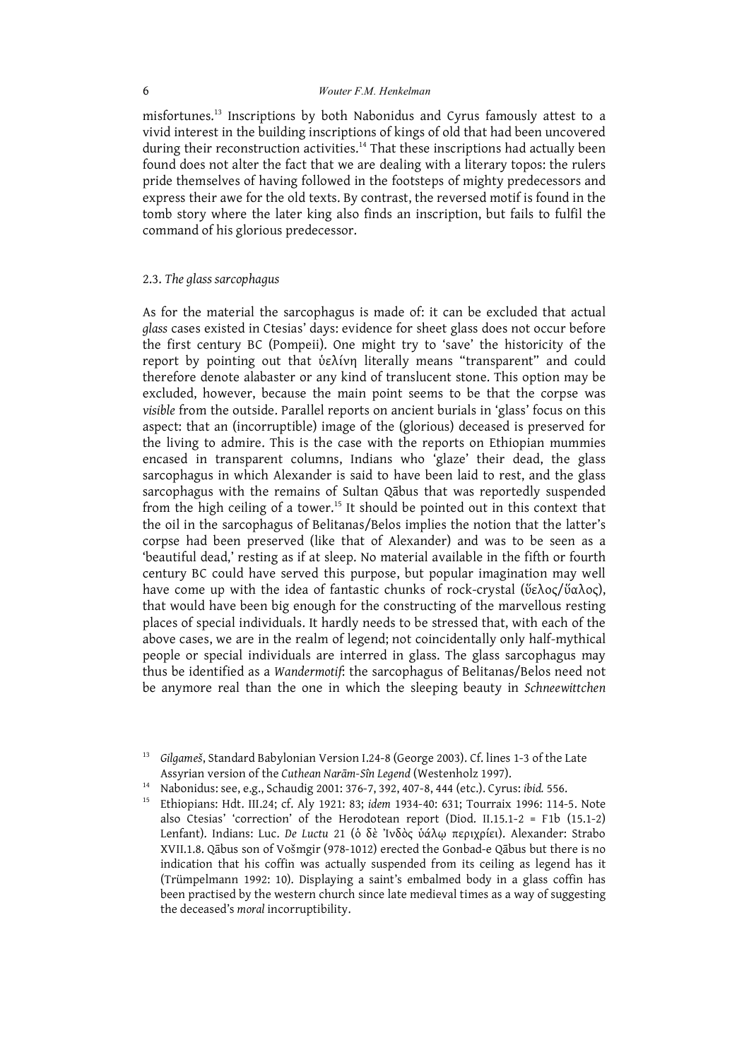misfortunes.[13] Inscriptions by both Nabonidus and Cyrus famously attest to a vivid interest in the building inscriptions of kings of old that had been uncovered during their reconstruction activities.[14] That these inscriptions had actually been found does not alter the fact that we are dealing with a literary topos: the rulers pride themselves of having followed in the footsteps of mighty predecessors and express their awe for the old texts. By contrast, the reversed motif is found in the tomb story where the later king also finds an inscription, but fails to fulfil the command of his glorious predecessor.

### 2.3. *The glass sarcophagus*

As for the material the sarcophagus is made of: it can be excluded that actual *glass* cases existed in Ctesias' days: evidence for sheet glass does not occur before the first century BC (Pompeii). One might try to 'save' the historicity of the report by pointing out that ὑελίνη literally means "transparent" and could therefore denote alabaster or any kind of translucent stone. This option may be excluded, however, because the main point seems to be that the corpse was *visible* from the outside. Parallel reports on ancient burials in 'glass' focus on this aspect: that an (incorruptible) image of the (glorious) deceased is preserved for the living to admire. This is the case with the reports on Ethiopian mummies encased in transparent columns, Indians who 'glaze' their dead, the glass sarcophagus in which Alexander is said to have been laid to rest, and the glass sarcophagus with the remains of Sultan Qābus that was reportedly suspended from the high ceiling of a tower.[15] It should be pointed out in this context that the oil in the sarcophagus of Belitanas/Belos implies the notion that the latter's corpse had been preserved (like that of Alexander) and was to be seen as a 'beautiful dead,' resting as if at sleep. No material available in the fifth or fourth century BC could have served this purpose, but popular imagination may well have come up with the idea of fantastic chunks of rock-crystal (ὕελος/ὕαλος), that would have been big enough for the constructing of the marvellous resting places of special individuals. It hardly needs to be stressed that, with each of the above cases, we are in the realm of legend; not coincidentally only half-mythical people or special individuals are interred in glass. The glass sarcophagus may thus be identified as a *Wandermotif*: the sarcophagus of Belitanas/Belos need not be anymore real than the one in which the sleeping beauty in *Schneewittchen*

---

[13] *Gilgameš*, Standard Babylonian Version I.24-8 (George 2003). Cf. lines 1-3 of the Late Assyrian version of the *Cuthean Narām-Sîn Legend* (Westenholz 1997).

[14] Nabonidus: see, e.g., Schaudig 2001: 376-7, 392, 407-8, 444 (etc.). Cyrus: *ibid.* 556.

[15] Ethiopians: Hdt. III.24; cf. Aly 1921: 83; *idem* 1934-40: 631; Tourraix 1996: 114-5. Note also Ctesias' 'correction' of the Herodotean report (Diod. II.15.1-2 = F1b (15.1-2) Lenfant). Indians: Luc. *De Luctu* 21 (ὁ δὲ Ἰνδὸς ὑάλῳ περιχρίει). Alexander: Strabo XVII.1.8. Qābus son of Vošmgir (978-1012) erected the Gonbad-e Qābus but there is no indication that his coffin was actually suspended from its ceiling as legend has it (Trümpelmann 1992: 10). Displaying a saint's embalmed body in a glass coffin has been practised by the western church since late medieval times as a way of suggesting the deceased's *moral* incorruptibility.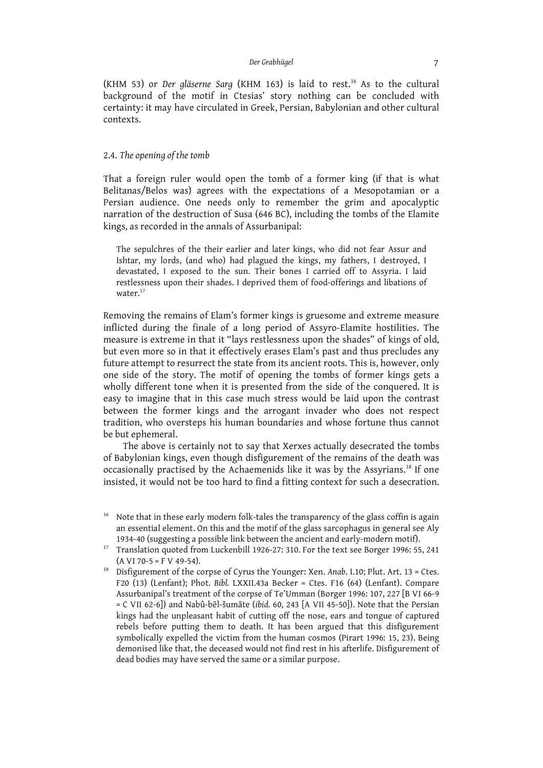(KHM 53) or *Der gläserne Sarg* (KHM 163) is laid to rest.[16] As to the cultural background of the motif in Ctesias' story nothing can be concluded with certainty: it may have circulated in Greek, Persian, Babylonian and other cultural contexts.

### 2.4. *The opening of the tomb*

That a foreign ruler would open the tomb of a former king (if that is what Belitanas/Belos was) agrees with the expectations of a Mesopotamian or a Persian audience. One needs only to remember the grim and apocalyptic narration of the destruction of Susa (646 BC), including the tombs of the Elamite kings, as recorded in the annals of Assurbanipal:

> The sepulchres of the their earlier and later kings, who did not fear Assur and Ishtar, my lords, (and who) had plagued the kings, my fathers, I destroyed, I devastated, I exposed to the sun. Their bones I carried off to Assyria. I laid restlessness upon their shades. I deprived them of food-offerings and libations of water.[17]

Removing the remains of Elam's former kings is gruesome and extreme measure inflicted during the finale of a long period of Assyro-Elamite hostilities. The measure is extreme in that it "lays restlessness upon the shades" of kings of old, but even more so in that it effectively erases Elam's past and thus precludes any future attempt to resurrect the state from its ancient roots. This is, however, only one side of the story. The motif of opening the tombs of former kings gets a wholly different tone when it is presented from the side of the conquered. It is easy to imagine that in this case much stress would be laid upon the contrast between the former kings and the arrogant invader who does not respect tradition, who oversteps his human boundaries and whose fortune thus cannot be but ephemeral.

The above is certainly not to say that Xerxes actually desecrated the tombs of Babylonian kings, even though disfigurement of the remains of the death was occasionally practised by the Achaemenids like it was by the Assyrians.[18] If one insisted, it would not be too hard to find a fitting context for such a desecration.

---

[16] Note that in these early modern folk-tales the transparency of the glass coffin is again an essential element. On this and the motif of the glass sarcophagus in general see Aly 1934-40 (suggesting a possible link between the ancient and early-modern motif).

[17] Translation quoted from Luckenbill 1926-27: 310. For the text see Borger 1996: 55, 241 (A VI 70-5 = F V 49-54).

[18] Disfigurement of the corpse of Cyrus the Younger: Xen. *Anab*. I.10; Plut. Art. 13 = Ctes. F20 (13) (Lenfant); Phot. *Bibl.* LXXII.43a Becker = Ctes. F16 (64) (Lenfant). Compare Assurbanipal's treatment of the corpse of Te'Umman (Borger 1996: 107, 227 [B VI 66-9 = C VII 62-6]) and Nabû-bēl-šumāte (*ibid.* 60, 243 [A VII 45-50]). Note that the Persian kings had the unpleasant habit of cutting off the nose, ears and tongue of captured rebels before putting them to death. It has been argued that this disfigurement symbolically expelled the victim from the human cosmos (Pirart 1996: 15, 23). Being demonised like that, the deceased would not find rest in his afterlife. Disfigurement of dead bodies may have served the same or a similar purpose.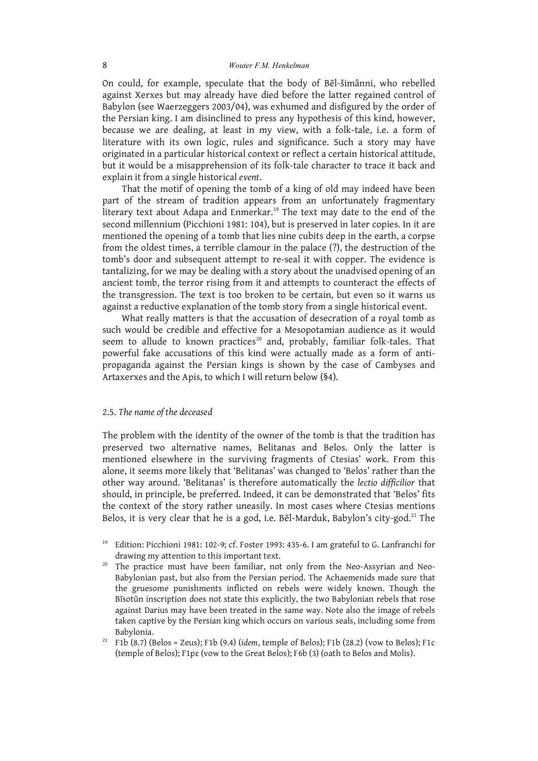On could, for example, speculate that the body of Bēl-šimânni, who rebelled against Xerxes but may already have died before the latter regained control of Babylon (see Waerzeggers 2003/04), was exhumed and disfigured by the order of the Persian king. I am disinclined to press any hypothesis of this kind, however, because we are dealing, at least in my view, with a folk-tale, i.e. a form of literature with its own logic, rules and significance. Such a story may have originated in a particular historical context or reflect a certain historical attitude, but it would be a misapprehension of its folk-tale character to trace it back and explain it from a single historical *event*.

That the motif of opening the tomb of a king of old may indeed have been part of the stream of tradition appears from an unfortunately fragmentary literary text about Adapa and Enmerkar.[19] The text may date to the end of the second millennium (Picchioni 1981: 104), but is preserved in later copies. In it are mentioned the opening of a tomb that lies nine cubits deep in the earth, a corpse from the oldest times, a terrible clamour in the palace (?), the destruction of the tomb's door and subsequent attempt to re-seal it with copper. The evidence is tantalizing, for we may be dealing with a story about the unadvised opening of an ancient tomb, the terror rising from it and attempts to counteract the effects of the transgression. The text is too broken to be certain, but even so it warns us against a reductive explanation of the tomb story from a single historical event.

What really matters is that the accusation of desecration of a royal tomb as such would be credible and effective for a Mesopotamian audience as it would seem to allude to known practices[20] and, probably, familiar folk-tales. That powerful fake accusations of this kind were actually made as a form of anti-propaganda against the Persian kings is shown by the case of Cambyses and Artaxerxes and the Apis, to which I will return below (§4).

### 2.5. *The name of the deceased*

The problem with the identity of the owner of the tomb is that the tradition has preserved two alternative names, Belitanas and Belos. Only the latter is mentioned elsewhere in the surviving fragments of Ctesias' work. From this alone, it seems more likely that 'Belitanas' was changed to 'Belos' rather than the other way around. 'Belitanas' is therefore automatically the *lectio difficilior* that should, in principle, be preferred. Indeed, it can be demonstrated that 'Belos' fits the context of the story rather uneasily. In most cases where Ctesias mentions Belos, it is very clear that he is a god, i.e. Bēl-Marduk, Babylon's city-god.[21] The

[19] Edition: Picchioni 1981: 102-9; cf. Foster 1993: 435-6. I am grateful to G. Lanfranchi for drawing my attention to this important text.

[20] The practice must have been familiar, not only from the Neo-Assyrian and Neo-Babylonian past, but also from the Persian period. The Achaemenids made sure that the gruesome punishments inflicted on rebels were widely known. Though the Bīsotūn inscription does not state this explicitly, the two Babylonian rebels that rose against Darius may have been treated in the same way. Note also the image of rebels taken captive by the Persian king which occurs on various seals, including some from Babylonia.

[21] F1b (8.7) (Belos = Zeus); F1b (9.4) (*idem*, temple of Belos); F1b (28.2) (vow to Belos); F1c (temple of Belos); F1pε (vow to the Great Belos); F6b (3) (oath to Belos and Molis).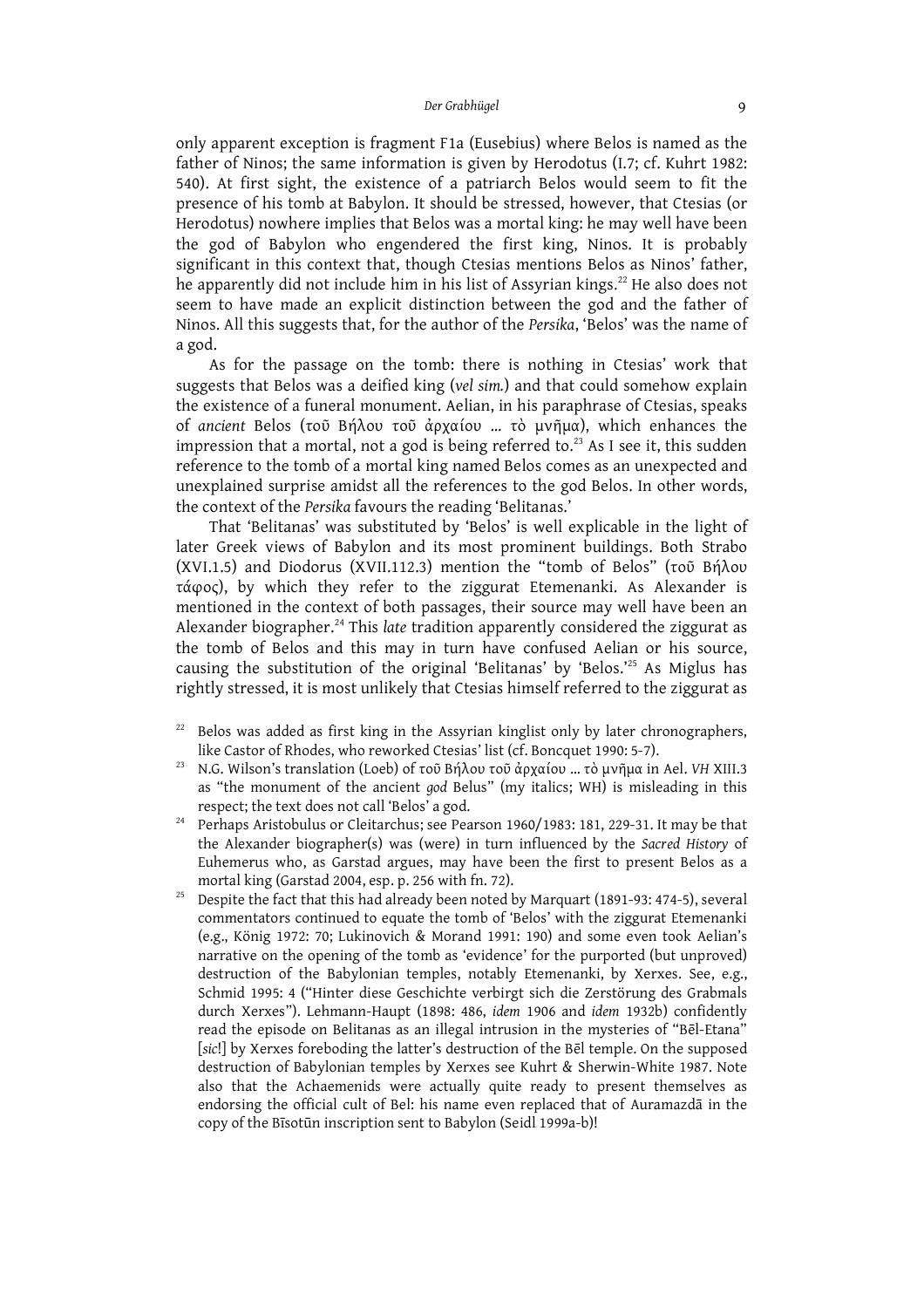only apparent exception is fragment F1a (Eusebius) where Belos is named as the father of Ninos; the same information is given by Herodotus (I.7; cf. Kuhrt 1982: 540). At first sight, the existence of a patriarch Belos would seem to fit the presence of his tomb at Babylon. It should be stressed, however, that Ctesias (or Herodotus) nowhere implies that Belos was a mortal king: he may well have been the god of Babylon who engendered the first king, Ninos. It is probably significant in this context that, though Ctesias mentions Belos as Ninos' father, he apparently did not include him in his list of Assyrian kings.[22] He also does not seem to have made an explicit distinction between the god and the father of Ninos. All this suggests that, for the author of the *Persika*, 'Belos' was the name of a god.

As for the passage on the tomb: there is nothing in Ctesias' work that suggests that Belos was a deified king (*vel sim.*) and that could somehow explain the existence of a funeral monument. Aelian, in his paraphrase of Ctesias, speaks of *ancient* Belos (τοῦ Βήλου τοῦ ἀρχαίου … τὸ μνῆμα), which enhances the impression that a mortal, not a god is being referred to.[23] As I see it, this sudden reference to the tomb of a mortal king named Belos comes as an unexpected and unexplained surprise amidst all the references to the god Belos. In other words, the context of the *Persika* favours the reading 'Belitanas.'

That 'Belitanas' was substituted by 'Belos' is well explicable in the light of later Greek views of Babylon and its most prominent buildings. Both Strabo (XVI.1.5) and Diodorus (XVII.112.3) mention the "tomb of Belos" (τοῦ Βήλου τάφος), by which they refer to the ziggurat Etemenanki. As Alexander is mentioned in the context of both passages, their source may well have been an Alexander biographer.[24] This *late* tradition apparently considered the ziggurat as the tomb of Belos and this may in turn have confused Aelian or his source, causing the substitution of the original 'Belitanas' by 'Belos.'[25] As Miglus has rightly stressed, it is most unlikely that Ctesias himself referred to the ziggurat as

[22] Belos was added as first king in the Assyrian kinglist only by later chronographers, like Castor of Rhodes, who reworked Ctesias' list (cf. Boncquet 1990: 5-7).

[23] N.G. Wilson's translation (Loeb) of τοῦ Βήλου τοῦ ἀρχαίου … τὸ μνῆμα in Ael. *VH* XIII.3 as "the monument of the ancient *god* Belus" (my italics; WH) is misleading in this respect; the text does not call 'Belos' a god.

[24] Perhaps Aristobulus or Cleitarchus; see Pearson 1960/1983: 181, 229-31. It may be that the Alexander biographer(s) was (were) in turn influenced by the *Sacred History* of Euhemerus who, as Garstad argues, may have been the first to present Belos as a mortal king (Garstad 2004, esp. p. 256 with fn. 72).

[25] Despite the fact that this had already been noted by Marquart (1891-93: 474-5), several commentators continued to equate the tomb of 'Belos' with the ziggurat Etemenanki (e.g., König 1972: 70; Lukinovich & Morand 1991: 190) and some even took Aelian's narrative on the opening of the tomb as 'evidence' for the purported (but unproved) destruction of the Babylonian temples, notably Etemenanki, by Xerxes. See, e.g., Schmid 1995: 4 ("Hinter diese Geschichte verbirgt sich die Zerstörung des Grabmals durch Xerxes"). Lehmann-Haupt (1898: 486, *idem* 1906 and *idem* 1932b) confidently read the episode on Belitanas as an illegal intrusion in the mysteries of "Bēl-Etana" [*sic*!] by Xerxes foreboding the latter's destruction of the Bēl temple. On the supposed destruction of Babylonian temples by Xerxes see Kuhrt & Sherwin-White 1987. Note also that the Achaemenids were actually quite ready to present themselves as endorsing the official cult of Bel: his name even replaced that of Auramazdā in the copy of the Bīsotūn inscription sent to Babylon (Seidl 1999a-b)!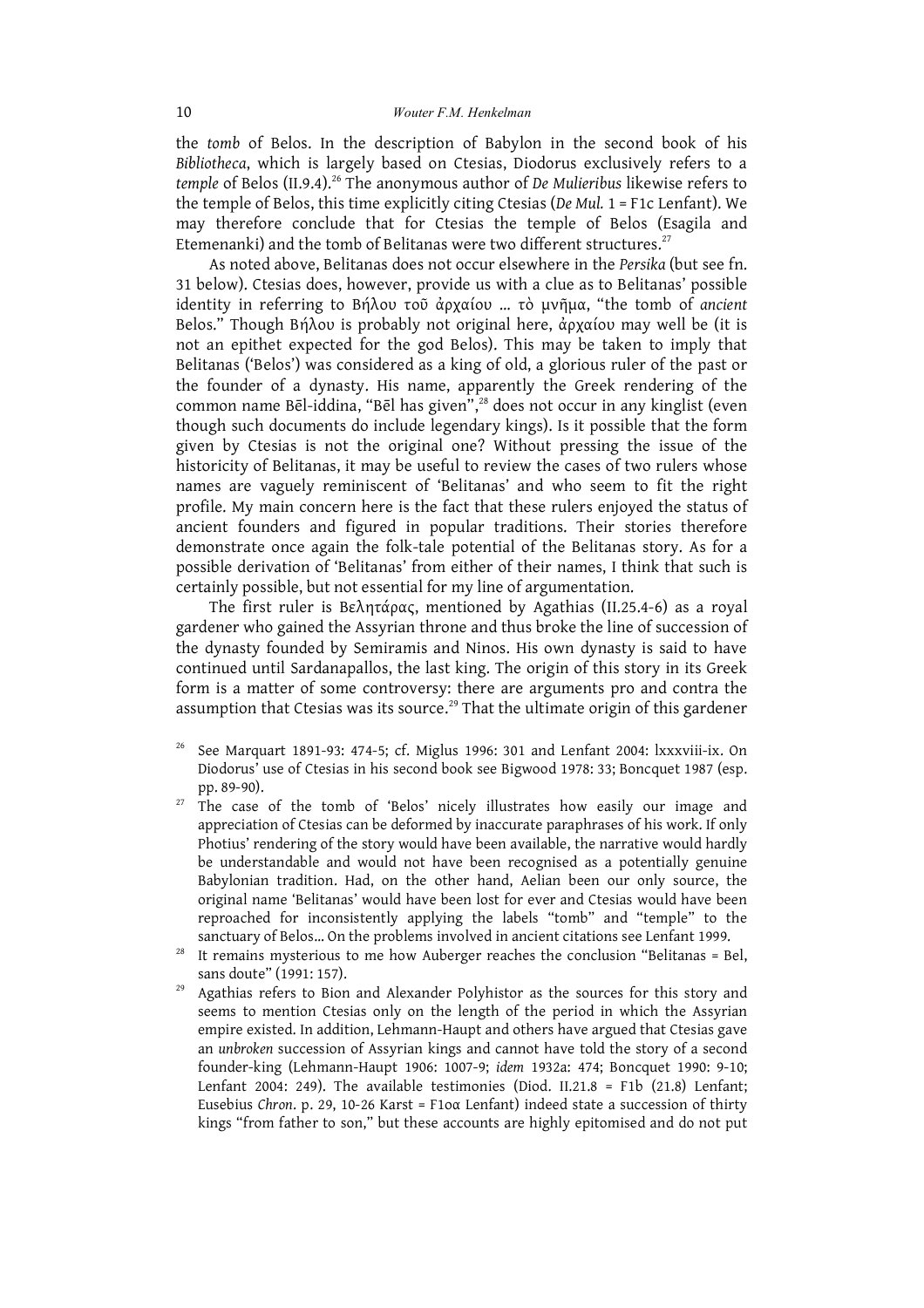the *tomb* of Belos. In the description of Babylon in the second book of his *Bibliotheca*, which is largely based on Ctesias, Diodorus exclusively refers to a *temple* of Belos (II.9.4).[26] The anonymous author of *De Mulieribus* likewise refers to the temple of Belos, this time explicitly citing Ctesias (*De Mul.* 1 = F1c Lenfant). We may therefore conclude that for Ctesias the temple of Belos (Esagila and Etemenanki) and the tomb of Belitanas were two different structures.[27]

As noted above, Belitanas does not occur elsewhere in the *Persika* (but see fn. 31 below). Ctesias does, however, provide us with a clue as to Belitanas' possible identity in referring to Βήλου τοῦ ἀρχαίου ... τὸ μνῆμα, "the tomb of *ancient* Belos." Though Βήλου is probably not original here, ἀρχαίου may well be (it is not an epithet expected for the god Belos). This may be taken to imply that Belitanas ('Belos') was considered as a king of old, a glorious ruler of the past or the founder of a dynasty. His name, apparently the Greek rendering of the common name Bēl-iddina, "Bēl has given",[28] does not occur in any kinglist (even though such documents do include legendary kings). Is it possible that the form given by Ctesias is not the original one? Without pressing the issue of the historicity of Belitanas, it may be useful to review the cases of two rulers whose names are vaguely reminiscent of 'Belitanas' and who seem to fit the right profile. My main concern here is the fact that these rulers enjoyed the status of ancient founders and figured in popular traditions. Their stories therefore demonstrate once again the folk-tale potential of the Belitanas story. As for a possible derivation of 'Belitanas' from either of their names, I think that such is certainly possible, but not essential for my line of argumentation.

The first ruler is Βελητάρας, mentioned by Agathias (II.25.4-6) as a royal gardener who gained the Assyrian throne and thus broke the line of succession of the dynasty founded by Semiramis and Ninos. His own dynasty is said to have continued until Sardanapallos, the last king. The origin of this story in its Greek form is a matter of some controversy: there are arguments pro and contra the assumption that Ctesias was its source.[29] That the ultimate origin of this gardener

---

[26] See Marquart 1891-93: 474-5; cf. Miglus 1996: 301 and Lenfant 2004: lxxxviii-ix. On Diodorus' use of Ctesias in his second book see Bigwood 1978: 33; Boncquet 1987 (esp. pp. 89-90).

[27] The case of the tomb of 'Belos' nicely illustrates how easily our image and appreciation of Ctesias can be deformed by inaccurate paraphrases of his work. If only Photius' rendering of the story would have been available, the narrative would hardly be understandable and would not have been recognised as a potentially genuine Babylonian tradition. Had, on the other hand, Aelian been our only source, the original name 'Belitanas' would have been lost for ever and Ctesias would have been reproached for inconsistently applying the labels "tomb" and "temple" to the sanctuary of Belos... On the problems involved in ancient citations see Lenfant 1999.

[28] It remains mysterious to me how Auberger reaches the conclusion "Belitanas = Bel, sans doute" (1991: 157).

[29] Agathias refers to Bion and Alexander Polyhistor as the sources for this story and seems to mention Ctesias only on the length of the period in which the Assyrian empire existed. In addition, Lehmann-Haupt and others have argued that Ctesias gave an *unbroken* succession of Assyrian kings and cannot have told the story of a second founder-king (Lehmann-Haupt 1906: 1007-9; *idem* 1932a: 474; Boncquet 1990: 9-10; Lenfant 2004: 249). The available testimonies (Diod. II.21.8 = F1b (21.8) Lenfant; Eusebius *Chron.* p. 29, 10-26 Karst = F1oα Lenfant) indeed state a succession of thirty kings "from father to son," but these accounts are highly epitomised and do not put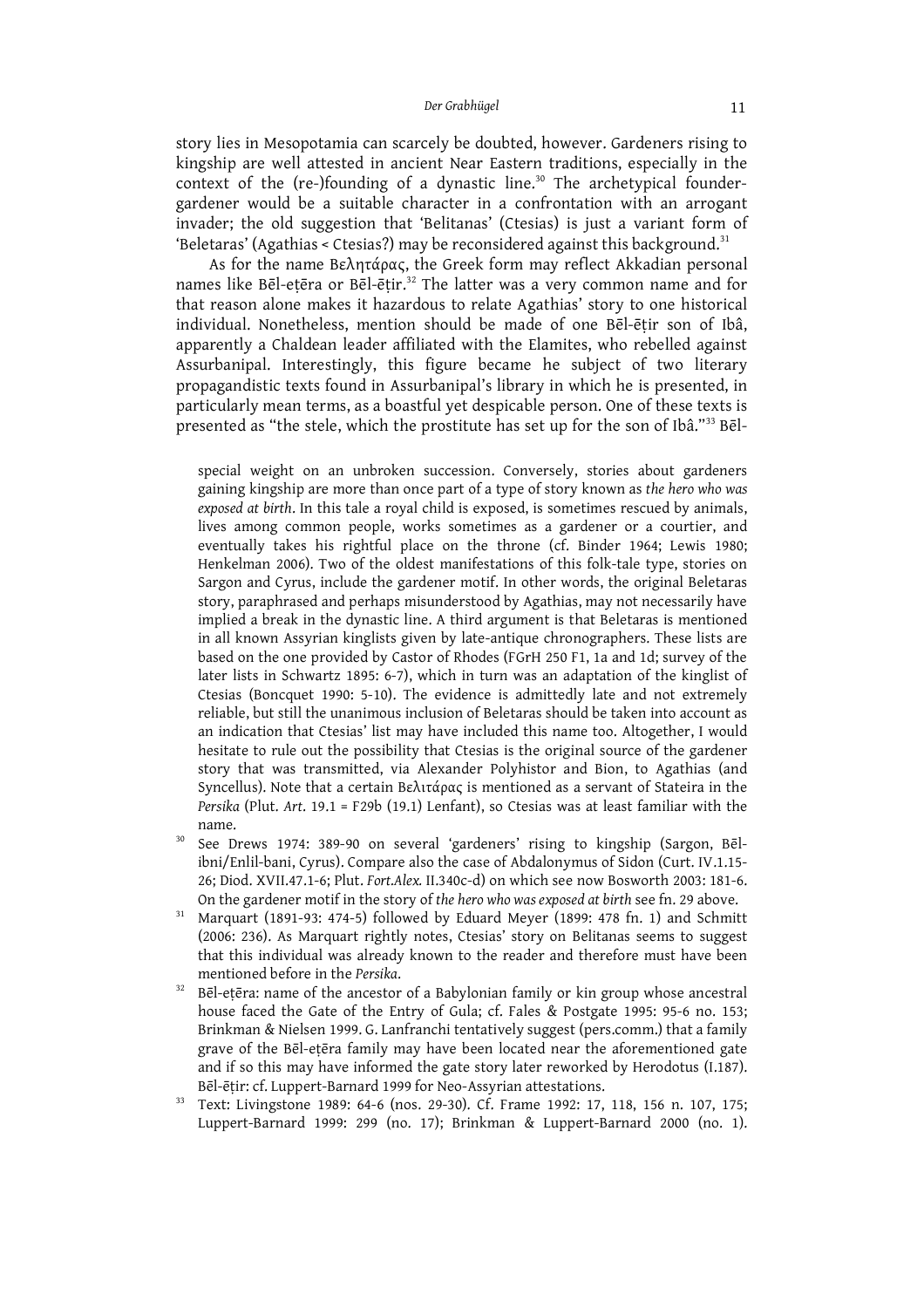story lies in Mesopotamia can scarcely be doubted, however. Gardeners rising to kingship are well attested in ancient Near Eastern traditions, especially in the context of the (re-)founding of a dynastic line.[30] The archetypical founder-gardener would be a suitable character in a confrontation with an arrogant invader; the old suggestion that 'Belitanas' (Ctesias) is just a variant form of 'Beletaras' (Agathias < Ctesias?) may be reconsidered against this background.[31]

As for the name Βελητάρας, the Greek form may reflect Akkadian personal names like Bēl-eṭēra or Bēl-ēṭir.[32] The latter was a very common name and for that reason alone makes it hazardous to relate Agathias' story to one historical individual. Nonetheless, mention should be made of one Bēl-ēṭir son of Ibâ, apparently a Chaldean leader affiliated with the Elamites, who rebelled against Assurbanipal. Interestingly, this figure became he subject of two literary propagandistic texts found in Assurbanipal's library in which he is presented, in particularly mean terms, as a boastful yet despicable person. One of these texts is presented as "the stele, which the prostitute has set up for the son of Ibâ."[33] Bēl-

special weight on an unbroken succession. Conversely, stories about gardeners gaining kingship are more than once part of a type of story known as *the hero who was exposed at birth*. In this tale a royal child is exposed, is sometimes rescued by animals, lives among common people, works sometimes as a gardener or a courtier, and eventually takes his rightful place on the throne (cf. Binder 1964; Lewis 1980; Henkelman 2006). Two of the oldest manifestations of this folk-tale type, stories on Sargon and Cyrus, include the gardener motif. In other words, the original Beletaras story, paraphrased and perhaps misunderstood by Agathias, may not necessarily have implied a break in the dynastic line. A third argument is that Beletaras is mentioned in all known Assyrian kinglists given by late-antique chronographers. These lists are based on the one provided by Castor of Rhodes (FGrH 250 F1, 1a and 1d; survey of the later lists in Schwartz 1895: 6-7), which in turn was an adaptation of the kinglist of Ctesias (Boncquet 1990: 5-10). The evidence is admittedly late and not extremely reliable, but still the unanimous inclusion of Beletaras should be taken into account as an indication that Ctesias' list may have included this name too. Altogether, I would hesitate to rule out the possibility that Ctesias is the original source of the gardener story that was transmitted, via Alexander Polyhistor and Bion, to Agathias (and Syncellus). Note that a certain Βελιτάρας is mentioned as a servant of Stateira in the *Persika* (Plut. *Art.* 19.1 = F29b (19.1) Lenfant), so Ctesias was at least familiar with the name.

[30] See Drews 1974: 389-90 on several 'gardeners' rising to kingship (Sargon, Bēl-ibni/Enlil-bani, Cyrus). Compare also the case of Abdalonymus of Sidon (Curt. IV.1.15-26; Diod. XVII.47.1-6; Plut. *Fort.Alex.* II.340c-d) on which see now Bosworth 2003: 181-6. On the gardener motif in the story of *the hero who was exposed at birth* see fn. 29 above.

[31] Marquart (1891-93: 474-5) followed by Eduard Meyer (1899: 478 fn. 1) and Schmitt (2006: 236). As Marquart rightly notes, Ctesias' story on Belitanas seems to suggest that this individual was already known to the reader and therefore must have been mentioned before in the *Persika*.

[32] Bēl-eṭēra: name of the ancestor of a Babylonian family or kin group whose ancestral house faced the Gate of the Entry of Gula; cf. Fales & Postgate 1995: 95-6 no. 153; Brinkman & Nielsen 1999. G. Lanfranchi tentatively suggest (pers.comm.) that a family grave of the Bēl-eṭēra family may have been located near the aforementioned gate and if so this may have informed the gate story later reworked by Herodotus (I.187). Bēl-ēṭir: cf. Luppert-Barnard 1999 for Neo-Assyrian attestations.

[33] Text: Livingstone 1989: 64-6 (nos. 29-30). Cf. Frame 1992: 17, 118, 156 n. 107, 175; Luppert-Barnard 1999: 299 (no. 17); Brinkman & Luppert-Barnard 2000 (no. 1).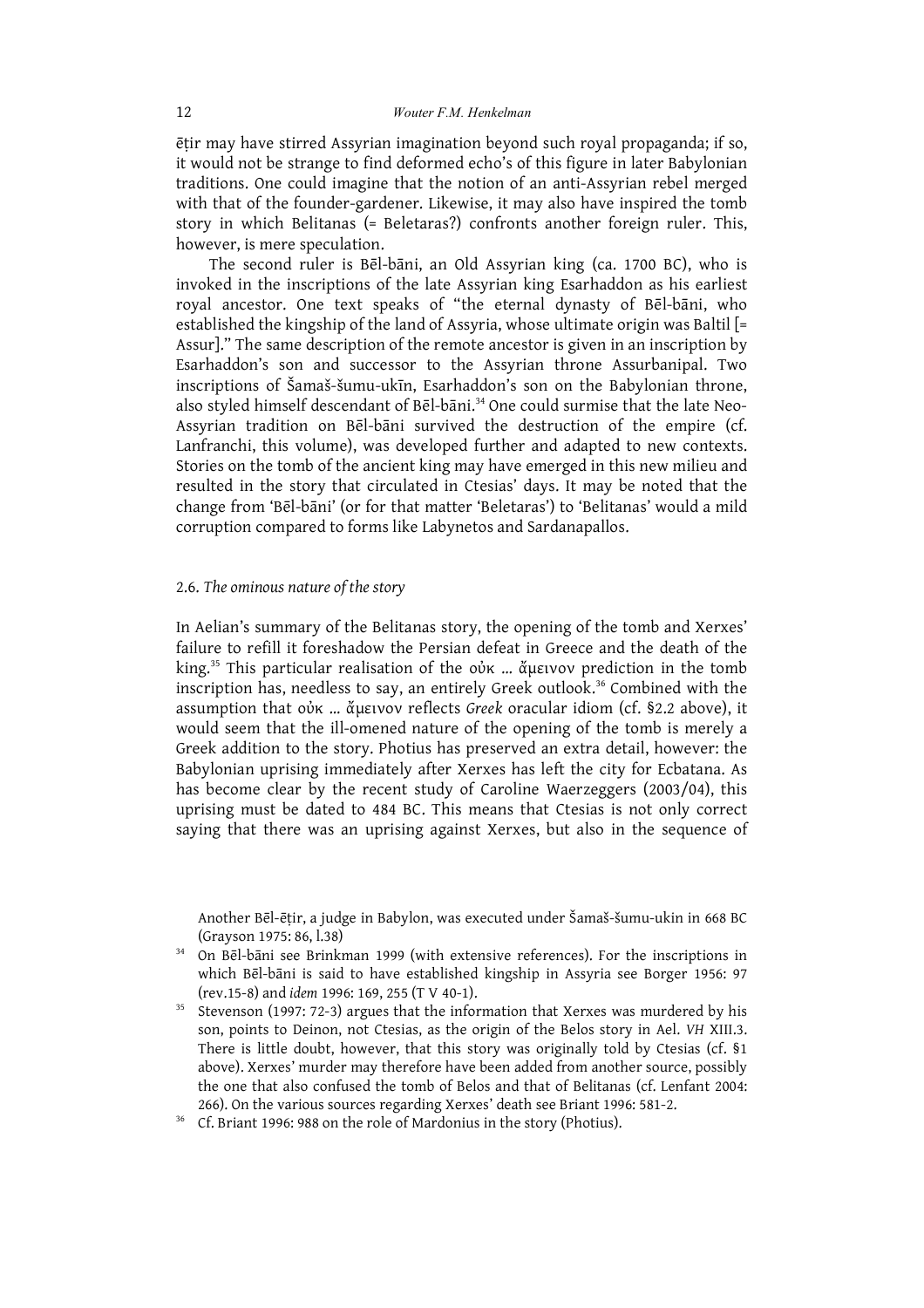ēṭir may have stirred Assyrian imagination beyond such royal propaganda; if so, it would not be strange to find deformed echo's of this figure in later Babylonian traditions. One could imagine that the notion of an anti-Assyrian rebel merged with that of the founder-gardener. Likewise, it may also have inspired the tomb story in which Belitanas (= Beletaras?) confronts another foreign ruler. This, however, is mere speculation.

The second ruler is Bēl-bāni, an Old Assyrian king (ca. 1700 BC), who is invoked in the inscriptions of the late Assyrian king Esarhaddon as his earliest royal ancestor. One text speaks of "the eternal dynasty of Bēl-bāni, who established the kingship of the land of Assyria, whose ultimate origin was Baltil [= Assur]." The same description of the remote ancestor is given in an inscription by Esarhaddon's son and successor to the Assyrian throne Assurbanipal. Two inscriptions of Šamaš-šumu-ukīn, Esarhaddon's son on the Babylonian throne, also styled himself descendant of Bēl-bāni.[34] One could surmise that the late Neo-Assyrian tradition on Bēl-bāni survived the destruction of the empire (cf. Lanfranchi, this volume), was developed further and adapted to new contexts. Stories on the tomb of the ancient king may have emerged in this new milieu and resulted in the story that circulated in Ctesias' days. It may be noted that the change from 'Bēl-bāni' (or for that matter 'Beletaras') to 'Belitanas' would a mild corruption compared to forms like Labynetos and Sardanapallos.

## 2.6. *The ominous nature of the story*

In Aelian's summary of the Belitanas story, the opening of the tomb and Xerxes' failure to refill it foreshadow the Persian defeat in Greece and the death of the king.[35] This particular realisation of the οὐκ ... ἄμεινον prediction in the tomb inscription has, needless to say, an entirely Greek outlook.[36] Combined with the assumption that οὐκ ... ἄμεινον reflects *Greek* oracular idiom (cf. §2.2 above), it would seem that the ill-omened nature of the opening of the tomb is merely a Greek addition to the story. Photius has preserved an extra detail, however: the Babylonian uprising immediately after Xerxes has left the city for Ecbatana. As has become clear by the recent study of Caroline Waerzeggers (2003/04), this uprising must be dated to 484 BC. This means that Ctesias is not only correct saying that there was an uprising against Xerxes, but also in the sequence of

Another Bēl-ēṭir, a judge in Babylon, was executed under Šamaš-šumu-ukin in 668 BC (Grayson 1975: 86, l.38)

[34] On Bēl-bāni see Brinkman 1999 (with extensive references). For the inscriptions in which Bēl-bāni is said to have established kingship in Assyria see Borger 1956: 97 (rev.15-8) and *idem* 1996: 169, 255 (T V 40-1).

[35] Stevenson (1997: 72-3) argues that the information that Xerxes was murdered by his son, points to Deinon, not Ctesias, as the origin of the Belos story in Ael. *VH* XIII.3. There is little doubt, however, that this story was originally told by Ctesias (cf. §1 above). Xerxes' murder may therefore have been added from another source, possibly the one that also confused the tomb of Belos and that of Belitanas (cf. Lenfant 2004: 266). On the various sources regarding Xerxes' death see Briant 1996: 581-2.

[36] Cf. Briant 1996: 988 on the role of Mardonius in the story (Photius).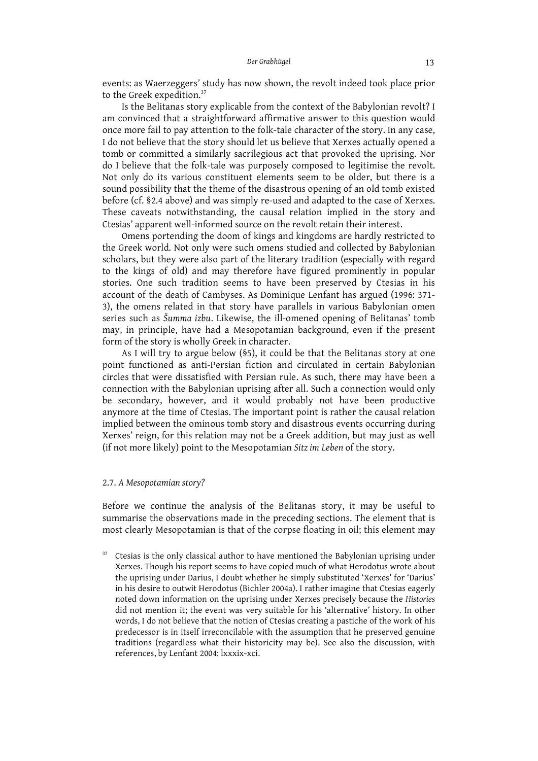events: as Waerzeggers' study has now shown, the revolt indeed took place prior to the Greek expedition.[37]

Is the Belitanas story explicable from the context of the Babylonian revolt? I am convinced that a straightforward affirmative answer to this question would once more fail to pay attention to the folk-tale character of the story. In any case, I do not believe that the story should let us believe that Xerxes actually opened a tomb or committed a similarly sacrilegious act that provoked the uprising. Nor do I believe that the folk-tale was purposely composed to legitimise the revolt. Not only do its various constituent elements seem to be older, but there is a sound possibility that the theme of the disastrous opening of an old tomb existed before (cf. §2.4 above) and was simply re-used and adapted to the case of Xerxes. These caveats notwithstanding, the causal relation implied in the story and Ctesias' apparent well-informed source on the revolt retain their interest.

Omens portending the doom of kings and kingdoms are hardly restricted to the Greek world. Not only were such omens studied and collected by Babylonian scholars, but they were also part of the literary tradition (especially with regard to the kings of old) and may therefore have figured prominently in popular stories. One such tradition seems to have been preserved by Ctesias in his account of the death of Cambyses. As Dominique Lenfant has argued (1996: 371-3), the omens related in that story have parallels in various Babylonian omen series such as *Šumma izbu*. Likewise, the ill-omened opening of Belitanas' tomb may, in principle, have had a Mesopotamian background, even if the present form of the story is wholly Greek in character.

As I will try to argue below (§5), it could be that the Belitanas story at one point functioned as anti-Persian fiction and circulated in certain Babylonian circles that were dissatisfied with Persian rule. As such, there may have been a connection with the Babylonian uprising after all. Such a connection would only be secondary, however, and it would probably not have been productive anymore at the time of Ctesias. The important point is rather the causal relation implied between the ominous tomb story and disastrous events occurring during Xerxes' reign, for this relation may not be a Greek addition, but may just as well (if not more likely) point to the Mesopotamian *Sitz im Leben* of the story.

### 2.7. *A Mesopotamian story?*

Before we continue the analysis of the Belitanas story, it may be useful to summarise the observations made in the preceding sections. The element that is most clearly Mesopotamian is that of the corpse floating in oil; this element may

[37] Ctesias is the only classical author to have mentioned the Babylonian uprising under Xerxes. Though his report seems to have copied much of what Herodotus wrote about the uprising under Darius, I doubt whether he simply substituted 'Xerxes' for 'Darius' in his desire to outwit Herodotus (Bichler 2004a). I rather imagine that Ctesias eagerly noted down information on the uprising under Xerxes precisely because the *Histories* did not mention it; the event was very suitable for his 'alternative' history. In other words, I do not believe that the notion of Ctesias creating a pastiche of the work of his predecessor is in itself irreconcilable with the assumption that he preserved genuine traditions (regardless what their historicity may be). See also the discussion, with references, by Lenfant 2004: lxxxix-xci.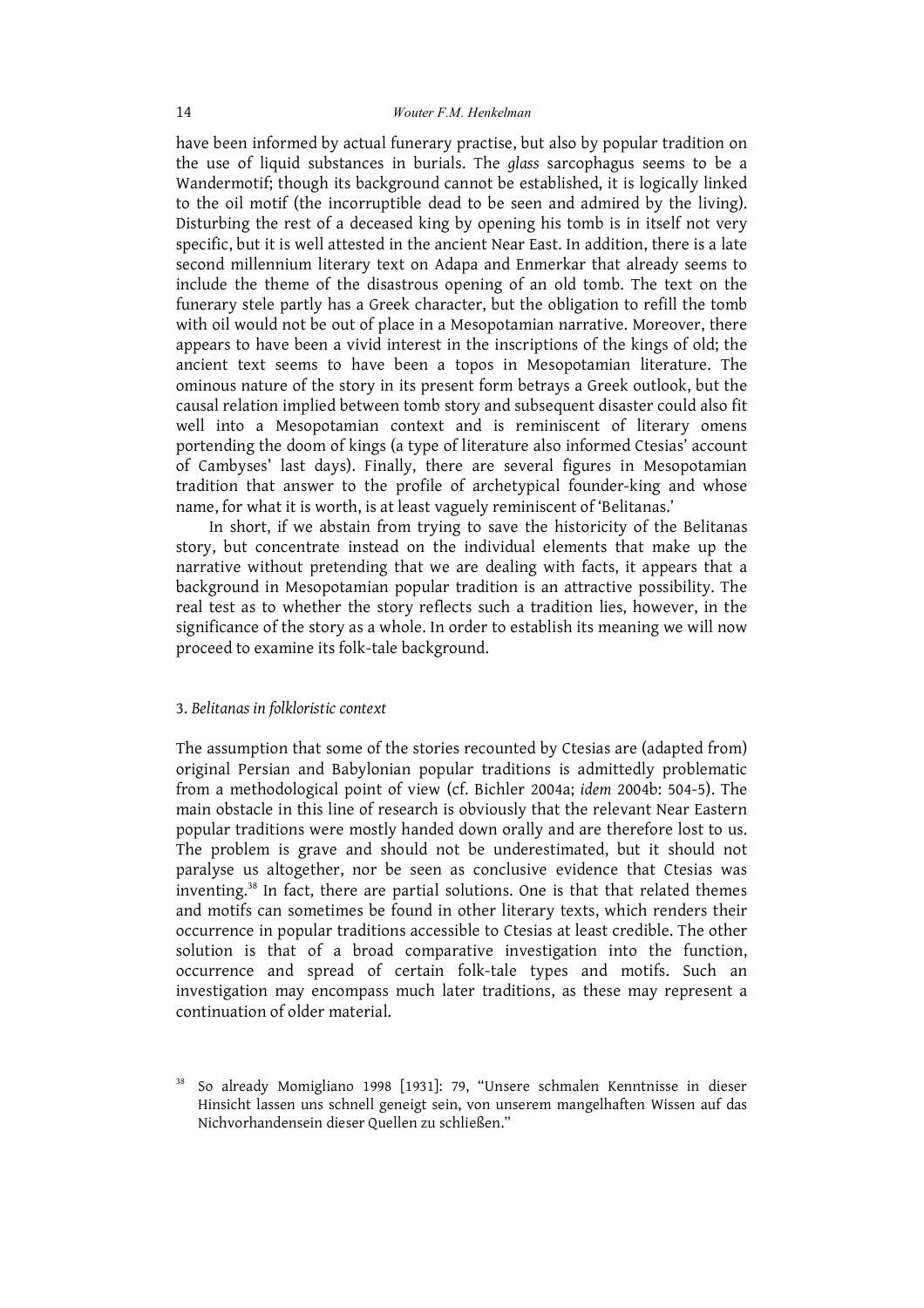have been informed by actual funerary practise, but also by popular tradition on the use of liquid substances in burials. The *glass* sarcophagus seems to be a Wandermotif; though its background cannot be established, it is logically linked to the oil motif (the incorruptible dead to be seen and admired by the living). Disturbing the rest of a deceased king by opening his tomb is in itself not very specific, but it is well attested in the ancient Near East. In addition, there is a late second millennium literary text on Adapa and Enmerkar that already seems to include the theme of the disastrous opening of an old tomb. The text on the funerary stele partly has a Greek character, but the obligation to refill the tomb with oil would not be out of place in a Mesopotamian narrative. Moreover, there appears to have been a vivid interest in the inscriptions of the kings of old; the ancient text seems to have been a topos in Mesopotamian literature. The ominous nature of the story in its present form betrays a Greek outlook, but the causal relation implied between tomb story and subsequent disaster could also fit well into a Mesopotamian context and is reminiscent of literary omens portending the doom of kings (a type of literature also informed Ctesias' account of Cambyses' last days). Finally, there are several figures in Mesopotamian tradition that answer to the profile of archetypical founder-king and whose name, for what it is worth, is at least vaguely reminiscent of 'Belitanas.'

In short, if we abstain from trying to save the historicity of the Belitanas story, but concentrate instead on the individual elements that make up the narrative without pretending that we are dealing with facts, it appears that a background in Mesopotamian popular tradition is an attractive possibility. The real test as to whether the story reflects such a tradition lies, however, in the significance of the story as a whole. In order to establish its meaning we will now proceed to examine its folk-tale background.

### 3. *Belitanas in folkloristic context*

The assumption that some of the stories recounted by Ctesias are (adapted from) original Persian and Babylonian popular traditions is admittedly problematic from a methodological point of view (cf. Bichler 2004a; *idem* 2004b: 504-5). The main obstacle in this line of research is obviously that the relevant Near Eastern popular traditions were mostly handed down orally and are therefore lost to us. The problem is grave and should not be underestimated, but it should not paralyse us altogether, nor be seen as conclusive evidence that Ctesias was inventing.[38] In fact, there are partial solutions. One is that that related themes and motifs can sometimes be found in other literary texts, which renders their occurrence in popular traditions accessible to Ctesias at least credible. The other solution is that of a broad comparative investigation into the function, occurrence and spread of certain folk-tale types and motifs. Such an investigation may encompass much later traditions, as these may represent a continuation of older material.

---

[38] So already Momigliano 1998 [1931]: 79, "Unsere schmalen Kenntnisse in dieser Hinsicht lassen uns schnell geneigt sein, von unserem mangelhaften Wissen auf das Nichvorhandensein dieser Quellen zu schließen."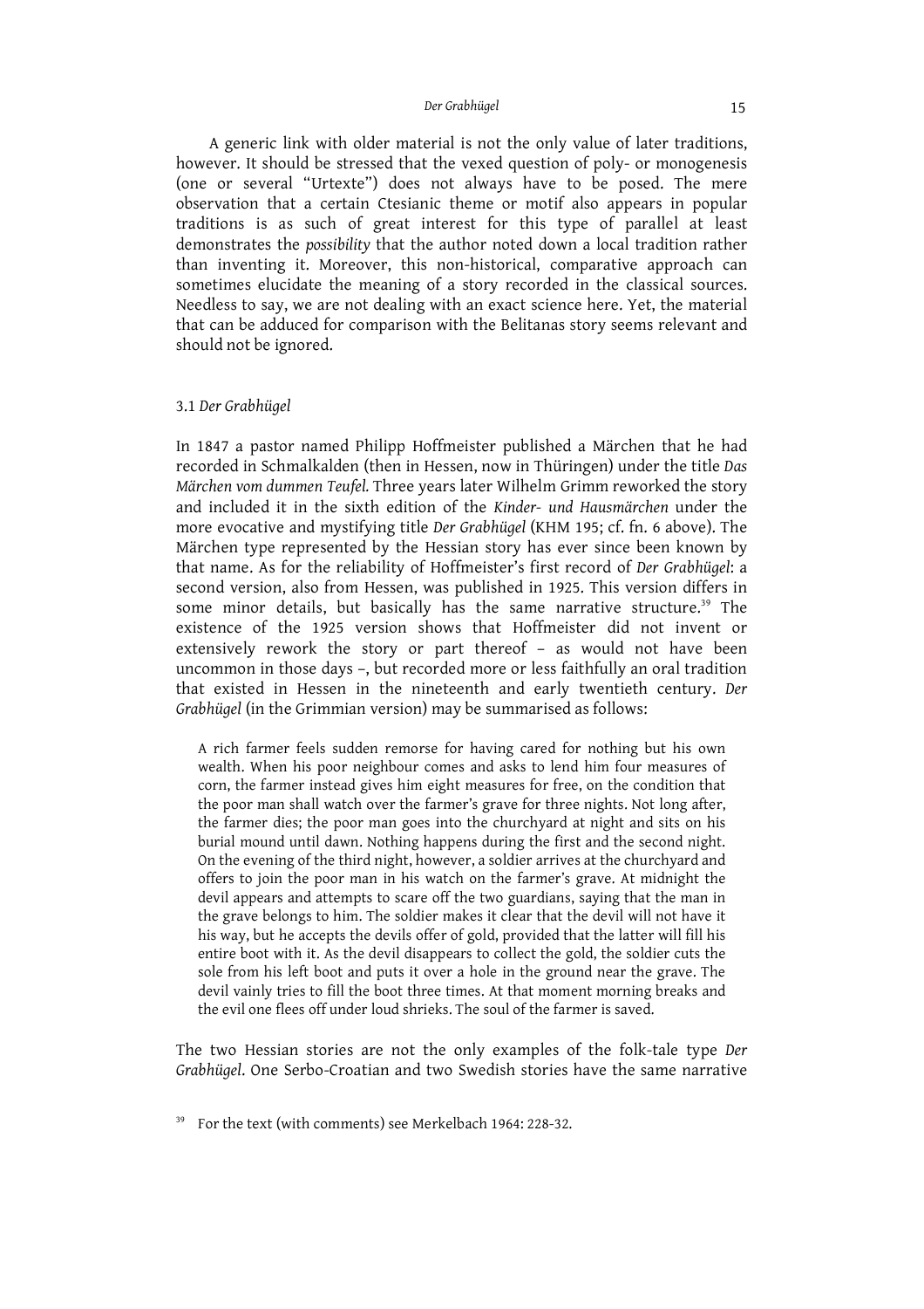A generic link with older material is not the only value of later traditions, however. It should be stressed that the vexed question of poly- or monogenesis (one or several "Urtexte") does not always have to be posed. The mere observation that a certain Ctesianic theme or motif also appears in popular traditions is as such of great interest for this type of parallel at least demonstrates the *possibility* that the author noted down a local tradition rather than inventing it. Moreover, this non-historical, comparative approach can sometimes elucidate the meaning of a story recorded in the classical sources. Needless to say, we are not dealing with an exact science here. Yet, the material that can be adduced for comparison with the Belitanas story seems relevant and should not be ignored.

### 3.1 *Der Grabhügel*

In 1847 a pastor named Philipp Hoffmeister published a Märchen that he had recorded in Schmalkalden (then in Hessen, now in Thüringen) under the title *Das Märchen vom dummen Teufel.* Three years later Wilhelm Grimm reworked the story and included it in the sixth edition of the *Kinder- und Hausmärchen* under the more evocative and mystifying title *Der Grabhügel* (KHM 195; cf. fn. 6 above). The Märchen type represented by the Hessian story has ever since been known by that name. As for the reliability of Hoffmeister's first record of *Der Grabhügel*: a second version, also from Hessen, was published in 1925. This version differs in some minor details, but basically has the same narrative structure.[39] The existence of the 1925 version shows that Hoffmeister did not invent or extensively rework the story or part thereof – as would not have been uncommon in those days –, but recorded more or less faithfully an oral tradition that existed in Hessen in the nineteenth and early twentieth century. *Der Grabhügel* (in the Grimmian version) may be summarised as follows:

> A rich farmer feels sudden remorse for having cared for nothing but his own wealth. When his poor neighbour comes and asks to lend him four measures of corn, the farmer instead gives him eight measures for free, on the condition that the poor man shall watch over the farmer's grave for three nights. Not long after, the farmer dies; the poor man goes into the churchyard at night and sits on his burial mound until dawn. Nothing happens during the first and the second night. On the evening of the third night, however, a soldier arrives at the churchyard and offers to join the poor man in his watch on the farmer's grave. At midnight the devil appears and attempts to scare off the two guardians, saying that the man in the grave belongs to him. The soldier makes it clear that the devil will not have it his way, but he accepts the devils offer of gold, provided that the latter will fill his entire boot with it. As the devil disappears to collect the gold, the soldier cuts the sole from his left boot and puts it over a hole in the ground near the grave. The devil vainly tries to fill the boot three times. At that moment morning breaks and the evil one flees off under loud shrieks. The soul of the farmer is saved.

The two Hessian stories are not the only examples of the folk-tale type *Der Grabhügel*. One Serbo-Croatian and two Swedish stories have the same narrative

[39] For the text (with comments) see Merkelbach 1964: 228-32.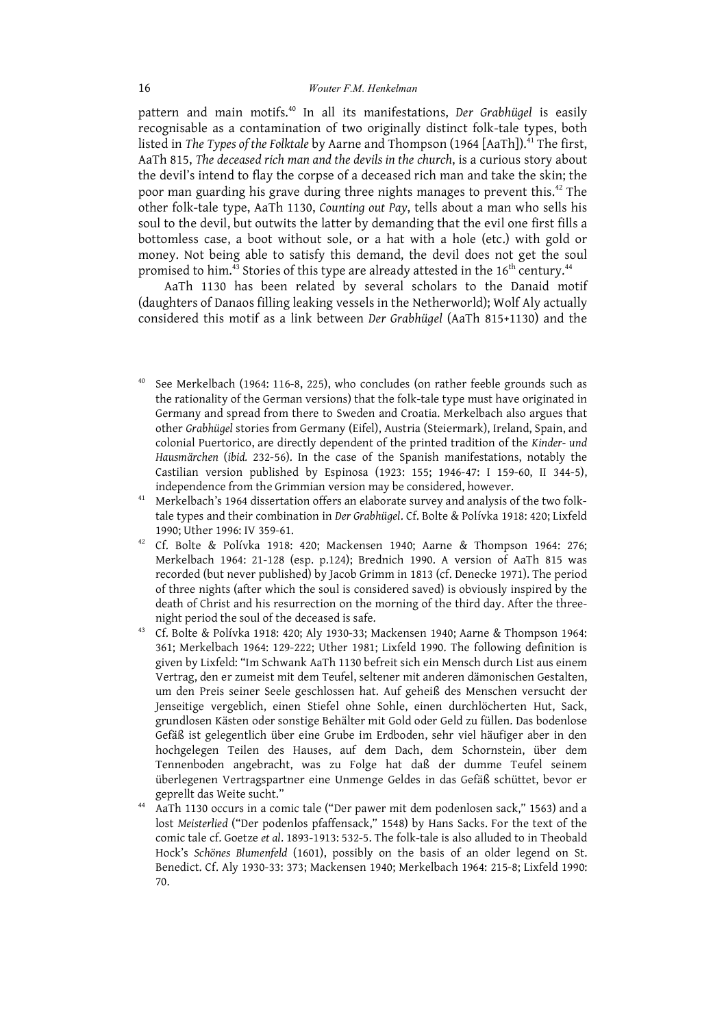pattern and main motifs.[40] In all its manifestations, *Der Grabhügel* is easily recognisable as a contamination of two originally distinct folk-tale types, both listed in *The Types of the Folktale* by Aarne and Thompson (1964 [AaTh]).[41] The first, AaTh 815, *The deceased rich man and the devils in the church*, is a curious story about the devil's intend to flay the corpse of a deceased rich man and take the skin; the poor man guarding his grave during three nights manages to prevent this.[42] The other folk-tale type, AaTh 1130, *Counting out Pay*, tells about a man who sells his soul to the devil, but outwits the latter by demanding that the evil one first fills a bottomless case, a boot without sole, or a hat with a hole (etc.) with gold or money. Not being able to satisfy this demand, the devil does not get the soul promised to him.[43] Stories of this type are already attested in the 16th century.[44]

AaTh 1130 has been related by several scholars to the Danaid motif (daughters of Danaos filling leaking vessels in the Netherworld); Wolf Aly actually considered this motif as a link between *Der Grabhügel* (AaTh 815+1130) and the

---

[40] See Merkelbach (1964: 116-8, 225), who concludes (on rather feeble grounds such as the rationality of the German versions) that the folk-tale type must have originated in Germany and spread from there to Sweden and Croatia. Merkelbach also argues that other *Grabhügel* stories from Germany (Eifel), Austria (Steiermark), Ireland, Spain, and colonial Puertorico, are directly dependent of the printed tradition of the *Kinder- und Hausmärchen* (*ibid.* 232-56). In the case of the Spanish manifestations, notably the Castilian version published by Espinosa (1923: 155; 1946-47: I 159-60, II 344-5), independence from the Grimmian version may be considered, however.

[41] Merkelbach's 1964 dissertation offers an elaborate survey and analysis of the two folk-tale types and their combination in *Der Grabhügel*. Cf. Bolte & Polívka 1918: 420; Lixfeld 1990; Uther 1996: IV 359-61.

[42] Cf. Bolte & Polívka 1918: 420; Mackensen 1940; Aarne & Thompson 1964: 276; Merkelbach 1964: 21-128 (esp. p.124); Brednich 1990. A version of AaTh 815 was recorded (but never published) by Jacob Grimm in 1813 (cf. Denecke 1971). The period of three nights (after which the soul is considered saved) is obviously inspired by the death of Christ and his resurrection on the morning of the third day. After the three-night period the soul of the deceased is safe.

[43] Cf. Bolte & Polívka 1918: 420; Aly 1930-33; Mackensen 1940; Aarne & Thompson 1964: 361; Merkelbach 1964: 129-222; Uther 1981; Lixfeld 1990. The following definition is given by Lixfeld: "Im Schwank AaTh 1130 befreit sich ein Mensch durch List aus einem Vertrag, den er zumeist mit dem Teufel, seltener mit anderen dämonischen Gestalten, um den Preis seiner Seele geschlossen hat. Auf geheiß des Menschen versucht der Jenseitige vergeblich, einen Stiefel ohne Sohle, einen durchlöcherten Hut, Sack, grundlosen Kästen oder sonstige Behälter mit Gold oder Geld zu füllen. Das bodenlose Gefäß ist gelegentlich über eine Grube im Erdboden, sehr viel häufiger aber in den hochgelegen Teilen des Hauses, auf dem Dach, dem Schornstein, über dem Tennenboden angebracht, was zu Folge hat daß der dumme Teufel seinem überlegenen Vertragspartner eine Unmenge Geldes in das Gefäß schüttet, bevor er geprellt das Weite sucht."

[44] AaTh 1130 occurs in a comic tale ("Der pawer mit dem podenlosen sack," 1563) and a lost *Meisterlied* ("Der podenlos pfaffensack," 1548) by Hans Sacks. For the text of the comic tale cf. Goetze *et al*. 1893-1913: 532-5. The folk-tale is also alluded to in Theobald Hock's *Schönes Blumenfeld* (1601), possibly on the basis of an older legend on St. Benedict. Cf. Aly 1930-33: 373; Mackensen 1940; Merkelbach 1964: 215-8; Lixfeld 1990: 70.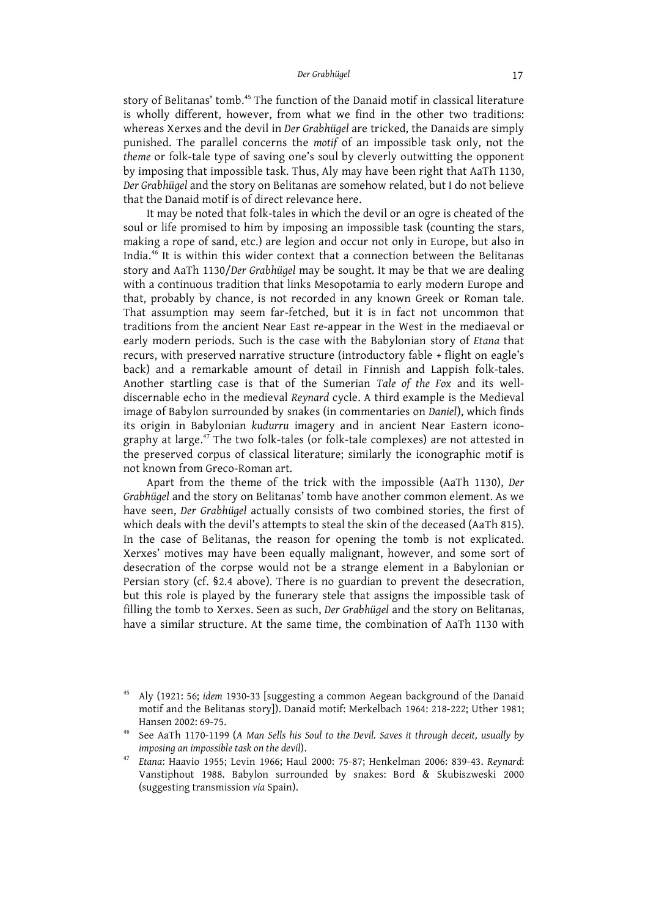story of Belitanas' tomb.[45] The function of the Danaid motif in classical literature is wholly different, however, from what we find in the other two traditions: whereas Xerxes and the devil in *Der Grabhügel* are tricked, the Danaids are simply punished. The parallel concerns the *motif* of an impossible task only, not the *theme* or folk-tale type of saving one's soul by cleverly outwitting the opponent by imposing that impossible task. Thus, Aly may have been right that AaTh 1130, *Der Grabhügel* and the story on Belitanas are somehow related, but I do not believe that the Danaid motif is of direct relevance here.

It may be noted that folk-tales in which the devil or an ogre is cheated of the soul or life promised to him by imposing an impossible task (counting the stars, making a rope of sand, etc.) are legion and occur not only in Europe, but also in India.[46] It is within this wider context that a connection between the Belitanas story and AaTh 1130/*Der Grabhügel* may be sought. It may be that we are dealing with a continuous tradition that links Mesopotamia to early modern Europe and that, probably by chance, is not recorded in any known Greek or Roman tale. That assumption may seem far-fetched, but it is in fact not uncommon that traditions from the ancient Near East re-appear in the West in the mediaeval or early modern periods. Such is the case with the Babylonian story of *Etana* that recurs, with preserved narrative structure (introductory fable + flight on eagle's back) and a remarkable amount of detail in Finnish and Lappish folk-tales. Another startling case is that of the Sumerian *Tale of the Fox* and its well-discernable echo in the medieval *Reynard* cycle. A third example is the Medieval image of Babylon surrounded by snakes (in commentaries on *Daniel*), which finds its origin in Babylonian *kudurru* imagery and in ancient Near Eastern iconography at large.[47] The two folk-tales (or folk-tale complexes) are not attested in the preserved corpus of classical literature; similarly the iconographic motif is not known from Greco-Roman art.

Apart from the theme of the trick with the impossible (AaTh 1130), *Der Grabhügel* and the story on Belitanas' tomb have another common element. As we have seen, *Der Grabhügel* actually consists of two combined stories, the first of which deals with the devil's attempts to steal the skin of the deceased (AaTh 815). In the case of Belitanas, the reason for opening the tomb is not explicated. Xerxes' motives may have been equally malignant, however, and some sort of desecration of the corpse would not be a strange element in a Babylonian or Persian story (cf. §2.4 above). There is no guardian to prevent the desecration, but this role is played by the funerary stele that assigns the impossible task of filling the tomb to Xerxes. Seen as such, *Der Grabhügel* and the story on Belitanas, have a similar structure. At the same time, the combination of AaTh 1130 with

---

[45] Aly (1921: 56; *idem* 1930-33 [suggesting a common Aegean background of the Danaid motif and the Belitanas story]). Danaid motif: Merkelbach 1964: 218-222; Uther 1981; Hansen 2002: 69-75.

[46] See AaTh 1170-1199 (*A Man Sells his Soul to the Devil. Saves it through deceit, usually by imposing an impossible task on the devil*).

[47] *Etana*: Haavio 1955; Levin 1966; Haul 2000: 75-87; Henkelman 2006: 839-43. *Reynard*: Vanstiphout 1988. Babylon surrounded by snakes: Bord & Skubiszweski 2000 (suggesting transmission *via* Spain).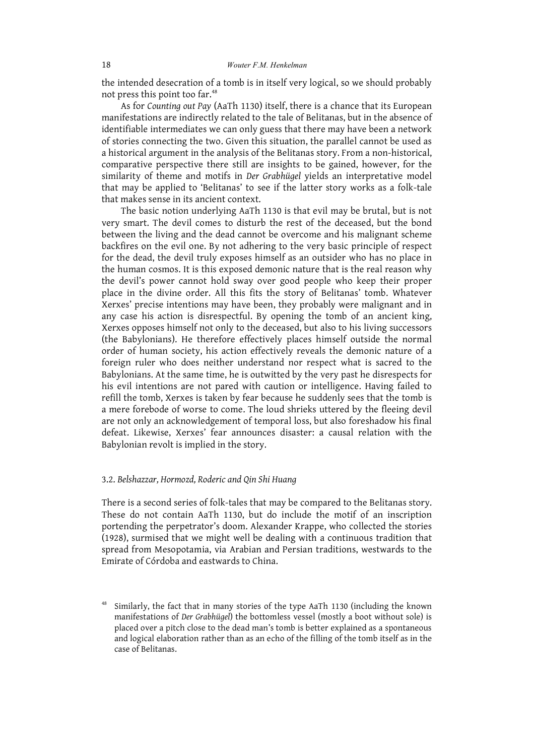the intended desecration of a tomb is in itself very logical, so we should probably not press this point too far.[48]

As for *Counting out Pay* (AaTh 1130) itself, there is a chance that its European manifestations are indirectly related to the tale of Belitanas, but in the absence of identifiable intermediates we can only guess that there may have been a network of stories connecting the two. Given this situation, the parallel cannot be used as a historical argument in the analysis of the Belitanas story. From a non-historical, comparative perspective there still are insights to be gained, however, for the similarity of theme and motifs in *Der Grabhügel* yields an interpretative model that may be applied to 'Belitanas' to see if the latter story works as a folk-tale that makes sense in its ancient context.

The basic notion underlying AaTh 1130 is that evil may be brutal, but is not very smart. The devil comes to disturb the rest of the deceased, but the bond between the living and the dead cannot be overcome and his malignant scheme backfires on the evil one. By not adhering to the very basic principle of respect for the dead, the devil truly exposes himself as an outsider who has no place in the human cosmos. It is this exposed demonic nature that is the real reason why the devil's power cannot hold sway over good people who keep their proper place in the divine order. All this fits the story of Belitanas' tomb. Whatever Xerxes' precise intentions may have been, they probably were malignant and in any case his action is disrespectful. By opening the tomb of an ancient king, Xerxes opposes himself not only to the deceased, but also to his living successors (the Babylonians). He therefore effectively places himself outside the normal order of human society, his action effectively reveals the demonic nature of a foreign ruler who does neither understand nor respect what is sacred to the Babylonians. At the same time, he is outwitted by the very past he disrespects for his evil intentions are not pared with caution or intelligence. Having failed to refill the tomb, Xerxes is taken by fear because he suddenly sees that the tomb is a mere forebode of worse to come. The loud shrieks uttered by the fleeing devil are not only an acknowledgement of temporal loss, but also foreshadow his final defeat. Likewise, Xerxes' fear announces disaster: a causal relation with the Babylonian revolt is implied in the story.

### 3.2. *Belshazzar, Hormozd, Roderic and Qin Shi Huang*

There is a second series of folk-tales that may be compared to the Belitanas story. These do not contain AaTh 1130, but do include the motif of an inscription portending the perpetrator's doom. Alexander Krappe, who collected the stories (1928), surmised that we might well be dealing with a continuous tradition that spread from Mesopotamia, via Arabian and Persian traditions, westwards to the Emirate of Córdoba and eastwards to China.

[48] Similarly, the fact that in many stories of the type AaTh 1130 (including the known manifestations of *Der Grabhügel*) the bottomless vessel (mostly a boot without sole) is placed over a pitch close to the dead man's tomb is better explained as a spontaneous and logical elaboration rather than as an echo of the filling of the tomb itself as in the case of Belitanas.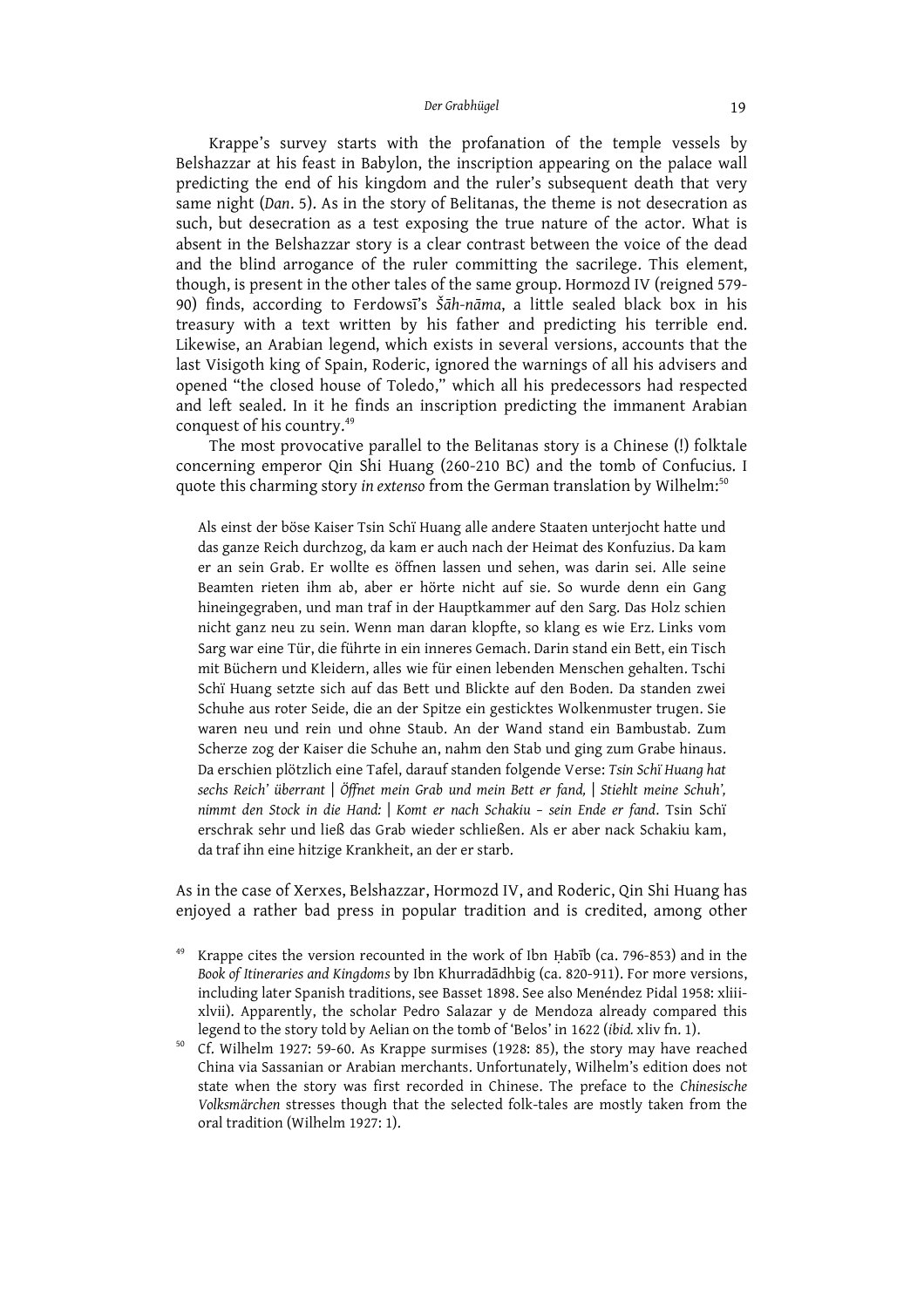Krappe's survey starts with the profanation of the temple vessels by Belshazzar at his feast in Babylon, the inscription appearing on the palace wall predicting the end of his kingdom and the ruler's subsequent death that very same night (*Dan*. 5). As in the story of Belitanas, the theme is not desecration as such, but desecration as a test exposing the true nature of the actor. What is absent in the Belshazzar story is a clear contrast between the voice of the dead and the blind arrogance of the ruler committing the sacrilege. This element, though, is present in the other tales of the same group. Hormozd IV (reigned 579-90) finds, according to Ferdowsī's *Šāh-nāma*, a little sealed black box in his treasury with a text written by his father and predicting his terrible end. Likewise, an Arabian legend, which exists in several versions, accounts that the last Visigoth king of Spain, Roderic, ignored the warnings of all his advisers and opened "the closed house of Toledo," which all his predecessors had respected and left sealed. In it he finds an inscription predicting the immanent Arabian conquest of his country.[49]

The most provocative parallel to the Belitanas story is a Chinese (!) folktale concerning emperor Qin Shi Huang (260-210 BC) and the tomb of Confucius. I quote this charming story *in extenso* from the German translation by Wilhelm:[50]

> Als einst der böse Kaiser Tsin Schï Huang alle andere Staaten unterjocht hatte und das ganze Reich durchzog, da kam er auch nach der Heimat des Konfuzius. Da kam er an sein Grab. Er wollte es öffnen lassen und sehen, was darin sei. Alle seine Beamten rieten ihm ab, aber er hörte nicht auf sie. So wurde denn ein Gang hineingegraben, und man traf in der Hauptkammer auf den Sarg. Das Holz schien nicht ganz neu zu sein. Wenn man daran klopfte, so klang es wie Erz. Links vom Sarg war eine Tür, die führte in ein inneres Gemach. Darin stand ein Bett, ein Tisch mit Büchern und Kleidern, alles wie für einen lebenden Menschen gehalten. Tschi Schï Huang setzte sich auf das Bett und Blickte auf den Boden. Da standen zwei Schuhe aus roter Seide, die an der Spitze ein gesticktes Wolkenmuster trugen. Sie waren neu und rein und ohne Staub. An der Wand stand ein Bambustab. Zum Scherze zog der Kaiser die Schuhe an, nahm den Stab und ging zum Grabe hinaus. Da erschien plötzlich eine Tafel, darauf standen folgende Verse: *Tsin Schï Huang hat sechs Reich' überrant | Öffnet mein Grab und mein Bett er fand, | Stiehlt meine Schuh', nimmt den Stock in die Hand: | Komt er nach Schakiu – sein Ende er fand*. Tsin Schï erschrak sehr und ließ das Grab wieder schließen. Als er aber nack Schakiu kam, da traf ihn eine hitzige Krankheit, an der er starb.

As in the case of Xerxes, Belshazzar, Hormozd IV, and Roderic, Qin Shi Huang has enjoyed a rather bad press in popular tradition and is credited, among other

[49] Krappe cites the version recounted in the work of Ibn Ḥabīb (ca. 796-853) and in the *Book of Itineraries and Kingdoms* by Ibn Khurradādhbig (ca. 820-911). For more versions, including later Spanish traditions, see Basset 1898. See also Menéndez Pidal 1958: xliii-xlvii). Apparently, the scholar Pedro Salazar y de Mendoza already compared this legend to the story told by Aelian on the tomb of 'Belos' in 1622 (*ibid.* xliv fn. 1).

[50] Cf. Wilhelm 1927: 59-60. As Krappe surmises (1928: 85), the story may have reached China via Sassanian or Arabian merchants. Unfortunately, Wilhelm's edition does not state when the story was first recorded in Chinese. The preface to the *Chinesische Volksmärchen* stresses though that the selected folk-tales are mostly taken from the oral tradition (Wilhelm 1927: 1).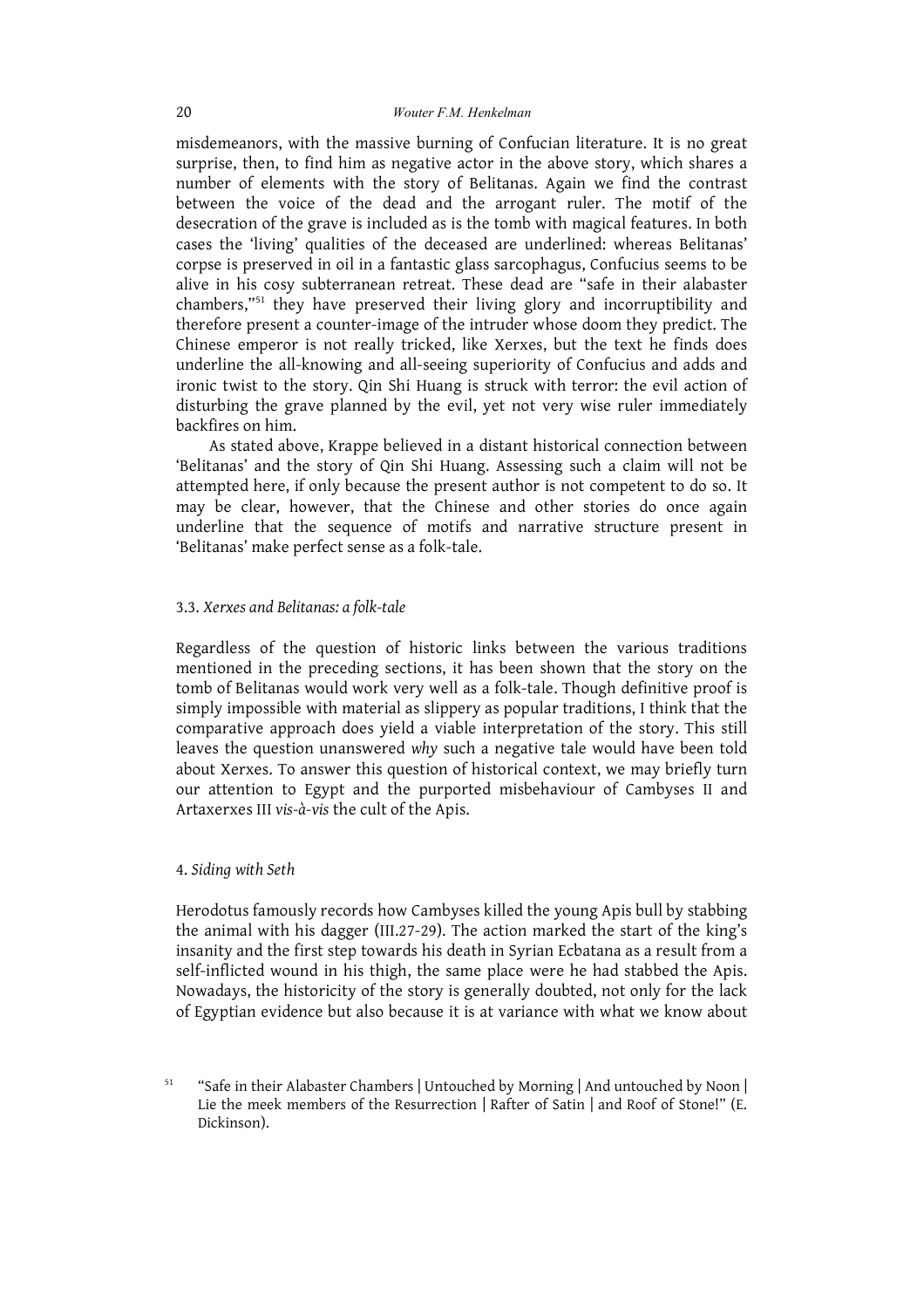misdemeanors, with the massive burning of Confucian literature. It is no great surprise, then, to find him as negative actor in the above story, which shares a number of elements with the story of Belitanas. Again we find the contrast between the voice of the dead and the arrogant ruler. The motif of the desecration of the grave is included as is the tomb with magical features. In both cases the 'living' qualities of the deceased are underlined: whereas Belitanas' corpse is preserved in oil in a fantastic glass sarcophagus, Confucius seems to be alive in his cosy subterranean retreat. These dead are "safe in their alabaster chambers,"[51] they have preserved their living glory and incorruptibility and therefore present a counter-image of the intruder whose doom they predict. The Chinese emperor is not really tricked, like Xerxes, but the text he finds does underline the all-knowing and all-seeing superiority of Confucius and adds and ironic twist to the story. Qin Shi Huang is struck with terror: the evil action of disturbing the grave planned by the evil, yet not very wise ruler immediately backfires on him.

As stated above, Krappe believed in a distant historical connection between 'Belitanas' and the story of Qin Shi Huang. Assessing such a claim will not be attempted here, if only because the present author is not competent to do so. It may be clear, however, that the Chinese and other stories do once again underline that the sequence of motifs and narrative structure present in 'Belitanas' make perfect sense as a folk-tale.

### 3.3. *Xerxes and Belitanas: a folk-tale*

Regardless of the question of historic links between the various traditions mentioned in the preceding sections, it has been shown that the story on the tomb of Belitanas would work very well as a folk-tale. Though definitive proof is simply impossible with material as slippery as popular traditions, I think that the comparative approach does yield a viable interpretation of the story. This still leaves the question unanswered *why* such a negative tale would have been told about Xerxes. To answer this question of historical context, we may briefly turn our attention to Egypt and the purported misbehaviour of Cambyses II and Artaxerxes III *vis-à-vis* the cult of the Apis.

## 4. *Siding with Seth*

Herodotus famously records how Cambyses killed the young Apis bull by stabbing the animal with his dagger (III.27-29). The action marked the start of the king's insanity and the first step towards his death in Syrian Ecbatana as a result from a self-inflicted wound in his thigh, the same place were he had stabbed the Apis. Nowadays, the historicity of the story is generally doubted, not only for the lack of Egyptian evidence but also because it is at variance with what we know about

[51] "Safe in their Alabaster Chambers | Untouched by Morning | And untouched by Noon | Lie the meek members of the Resurrection | Rafter of Satin | and Roof of Stone!" (E. Dickinson).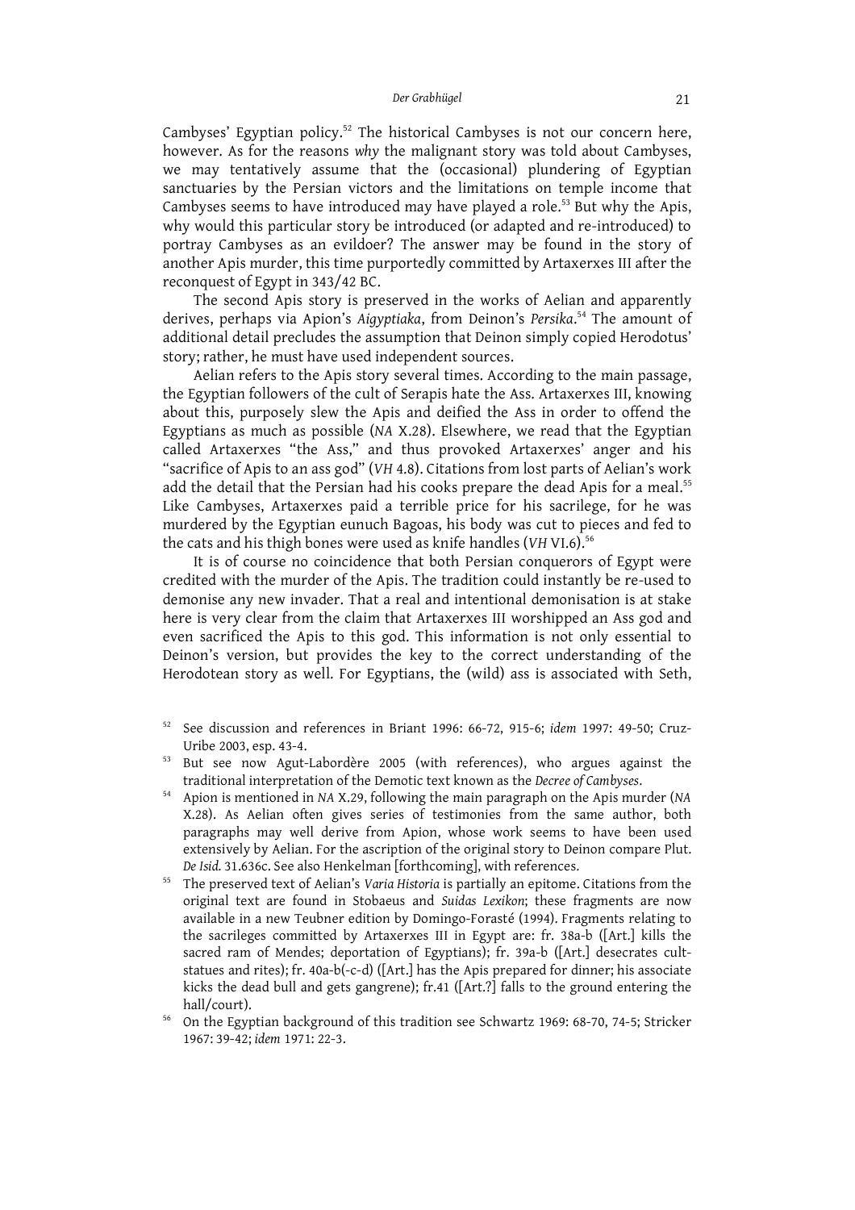Cambyses' Egyptian policy.[52] The historical Cambyses is not our concern here, however. As for the reasons *why* the malignant story was told about Cambyses, we may tentatively assume that the (occasional) plundering of Egyptian sanctuaries by the Persian victors and the limitations on temple income that Cambyses seems to have introduced may have played a role.[53] But why the Apis, why would this particular story be introduced (or adapted and re-introduced) to portray Cambyses as an evildoer? The answer may be found in the story of another Apis murder, this time purportedly committed by Artaxerxes III after the reconquest of Egypt in 343/42 BC.

The second Apis story is preserved in the works of Aelian and apparently derives, perhaps via Apion's *Aigyptiaka*, from Deinon's *Persika*.[54] The amount of additional detail precludes the assumption that Deinon simply copied Herodotus' story; rather, he must have used independent sources.

Aelian refers to the Apis story several times. According to the main passage, the Egyptian followers of the cult of Serapis hate the Ass. Artaxerxes III, knowing about this, purposely slew the Apis and deified the Ass in order to offend the Egyptians as much as possible (*NA* X.28). Elsewhere, we read that the Egyptian called Artaxerxes "the Ass," and thus provoked Artaxerxes' anger and his "sacrifice of Apis to an ass god" (*VH* 4.8). Citations from lost parts of Aelian's work add the detail that the Persian had his cooks prepare the dead Apis for a meal.[55] Like Cambyses, Artaxerxes paid a terrible price for his sacrilege, for he was murdered by the Egyptian eunuch Bagoas, his body was cut to pieces and fed to the cats and his thigh bones were used as knife handles (*VH* VI.6).[56]

It is of course no coincidence that both Persian conquerors of Egypt were credited with the murder of the Apis. The tradition could instantly be re-used to demonise any new invader. That a real and intentional demonisation is at stake here is very clear from the claim that Artaxerxes III worshipped an Ass god and even sacrificed the Apis to this god. This information is not only essential to Deinon's version, but provides the key to the correct understanding of the Herodotean story as well. For Egyptians, the (wild) ass is associated with Seth,

[52] See discussion and references in Briant 1996: 66-72, 915-6; *idem* 1997: 49-50; Cruz-Uribe 2003, esp. 43-4.

[53] But see now Agut-Labordère 2005 (with references), who argues against the traditional interpretation of the Demotic text known as the *Decree of Cambyses*.

[54] Apion is mentioned in *NA* X.29, following the main paragraph on the Apis murder (*NA* X.28). As Aelian often gives series of testimonies from the same author, both paragraphs may well derive from Apion, whose work seems to have been used extensively by Aelian. For the ascription of the original story to Deinon compare Plut. *De Isid.* 31.636c. See also Henkelman [forthcoming], with references.

[55] The preserved text of Aelian's *Varia Historia* is partially an epitome. Citations from the original text are found in Stobaeus and *Suidas Lexikon*; these fragments are now available in a new Teubner edition by Domingo-Forasté (1994). Fragments relating to the sacrileges committed by Artaxerxes III in Egypt are: fr. 38a-b ([Art.] kills the sacred ram of Mendes; deportation of Egyptians); fr. 39a-b ([Art.] desecrates cult-statues and rites); fr. 40a-b(-c-d) ([Art.] has the Apis prepared for dinner; his associate kicks the dead bull and gets gangrene); fr.41 ([Art.?] falls to the ground entering the hall/court).

[56] On the Egyptian background of this tradition see Schwartz 1969: 68-70, 74-5; Stricker 1967: 39-42; *idem* 1971: 22-3.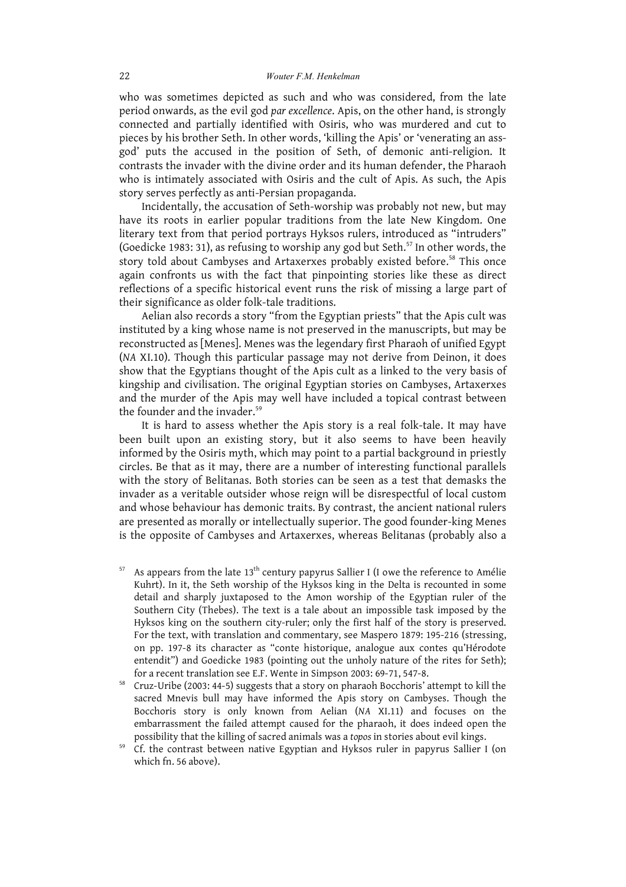who was sometimes depicted as such and who was considered, from the late period onwards, as the evil god *par excellence*. Apis, on the other hand, is strongly connected and partially identified with Osiris, who was murdered and cut to pieces by his brother Seth. In other words, 'killing the Apis' or 'venerating an ass-god' puts the accused in the position of Seth, of demonic anti-religion. It contrasts the invader with the divine order and its human defender, the Pharaoh who is intimately associated with Osiris and the cult of Apis. As such, the Apis story serves perfectly as anti-Persian propaganda.

Incidentally, the accusation of Seth-worship was probably not new, but may have its roots in earlier popular traditions from the late New Kingdom. One literary text from that period portrays Hyksos rulers, introduced as "intruders" (Goedicke 1983: 31), as refusing to worship any god but Seth.[57] In other words, the story told about Cambyses and Artaxerxes probably existed before.[58] This once again confronts us with the fact that pinpointing stories like these as direct reflections of a specific historical event runs the risk of missing a large part of their significance as older folk-tale traditions.

Aelian also records a story "from the Egyptian priests" that the Apis cult was instituted by a king whose name is not preserved in the manuscripts, but may be reconstructed as [Menes]. Menes was the legendary first Pharaoh of unified Egypt (*NA* XI.10). Though this particular passage may not derive from Deinon, it does show that the Egyptians thought of the Apis cult as a linked to the very basis of kingship and civilisation. The original Egyptian stories on Cambyses, Artaxerxes and the murder of the Apis may well have included a topical contrast between the founder and the invader.[59]

It is hard to assess whether the Apis story is a real folk-tale. It may have been built upon an existing story, but it also seems to have been heavily informed by the Osiris myth, which may point to a partial background in priestly circles. Be that as it may, there are a number of interesting functional parallels with the story of Belitanas. Both stories can be seen as a test that demasks the invader as a veritable outsider whose reign will be disrespectful of local custom and whose behaviour has demonic traits. By contrast, the ancient national rulers are presented as morally or intellectually superior. The good founder-king Menes is the opposite of Cambyses and Artaxerxes, whereas Belitanas (probably also a

---

[57] As appears from the late 13th century papyrus Sallier I (I owe the reference to Amélie Kuhrt). In it, the Seth worship of the Hyksos king in the Delta is recounted in some detail and sharply juxtaposed to the Amon worship of the Egyptian ruler of the Southern City (Thebes). The text is a tale about an impossible task imposed by the Hyksos king on the southern city-ruler; only the first half of the story is preserved. For the text, with translation and commentary, see Maspero 1879: 195-216 (stressing, on pp. 197-8 its character as "conte historique, analogue aux contes qu'Hérodote entendit") and Goedicke 1983 (pointing out the unholy nature of the rites for Seth); for a recent translation see E.F. Wente in Simpson 2003: 69-71, 547-8.

[58] Cruz-Uribe (2003: 44-5) suggests that a story on pharaoh Bocchoris' attempt to kill the sacred Mnevis bull may have informed the Apis story on Cambyses. Though the Bocchoris story is only known from Aelian (*NA* XI.11) and focuses on the embarrassment the failed attempt caused for the pharaoh, it does indeed open the possibility that the killing of sacred animals was a *topos* in stories about evil kings.

[59] Cf. the contrast between native Egyptian and Hyksos ruler in papyrus Sallier I (on which fn. 56 above).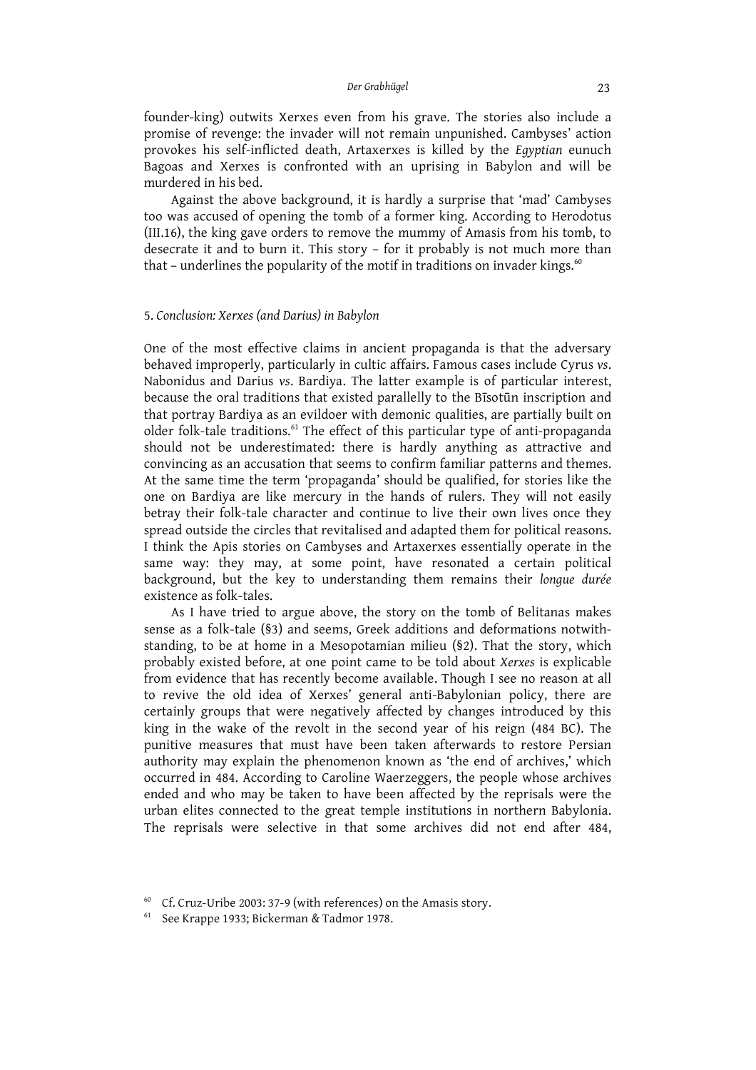founder-king) outwits Xerxes even from his grave. The stories also include a promise of revenge: the invader will not remain unpunished. Cambyses' action provokes his self-inflicted death, Artaxerxes is killed by the *Egyptian* eunuch Bagoas and Xerxes is confronted with an uprising in Babylon and will be murdered in his bed.

Against the above background, it is hardly a surprise that 'mad' Cambyses too was accused of opening the tomb of a former king. According to Herodotus (III.16), the king gave orders to remove the mummy of Amasis from his tomb, to desecrate it and to burn it. This story – for it probably is not much more than that – underlines the popularity of the motif in traditions on invader kings.[60]

## 5. *Conclusion: Xerxes (and Darius) in Babylon*

One of the most effective claims in ancient propaganda is that the adversary behaved improperly, particularly in cultic affairs. Famous cases include Cyrus *vs*. Nabonidus and Darius *vs*. Bardiya. The latter example is of particular interest, because the oral traditions that existed parallelly to the Bīsotūn inscription and that portray Bardiya as an evildoer with demonic qualities, are partially built on older folk-tale traditions.[61] The effect of this particular type of anti-propaganda should not be underestimated: there is hardly anything as attractive and convincing as an accusation that seems to confirm familiar patterns and themes. At the same time the term 'propaganda' should be qualified, for stories like the one on Bardiya are like mercury in the hands of rulers. They will not easily betray their folk-tale character and continue to live their own lives once they spread outside the circles that revitalised and adapted them for political reasons. I think the Apis stories on Cambyses and Artaxerxes essentially operate in the same way: they may, at some point, have resonated a certain political background, but the key to understanding them remains their *longue durée* existence as folk-tales.

As I have tried to argue above, the story on the tomb of Belitanas makes sense as a folk-tale (§3) and seems, Greek additions and deformations notwithstanding, to be at home in a Mesopotamian milieu (§2). That the story, which probably existed before, at one point came to be told about *Xerxes* is explicable from evidence that has recently become available. Though I see no reason at all to revive the old idea of Xerxes' general anti-Babylonian policy, there are certainly groups that were negatively affected by changes introduced by this king in the wake of the revolt in the second year of his reign (484 BC). The punitive measures that must have been taken afterwards to restore Persian authority may explain the phenomenon known as 'the end of archives,' which occurred in 484. According to Caroline Waerzeggers, the people whose archives ended and who may be taken to have been affected by the reprisals were the urban elites connected to the great temple institutions in northern Babylonia. The reprisals were selective in that some archives did not end after 484,

[60] Cf. Cruz-Uribe 2003: 37-9 (with references) on the Amasis story.

[61] See Krappe 1933; Bickerman & Tadmor 1978.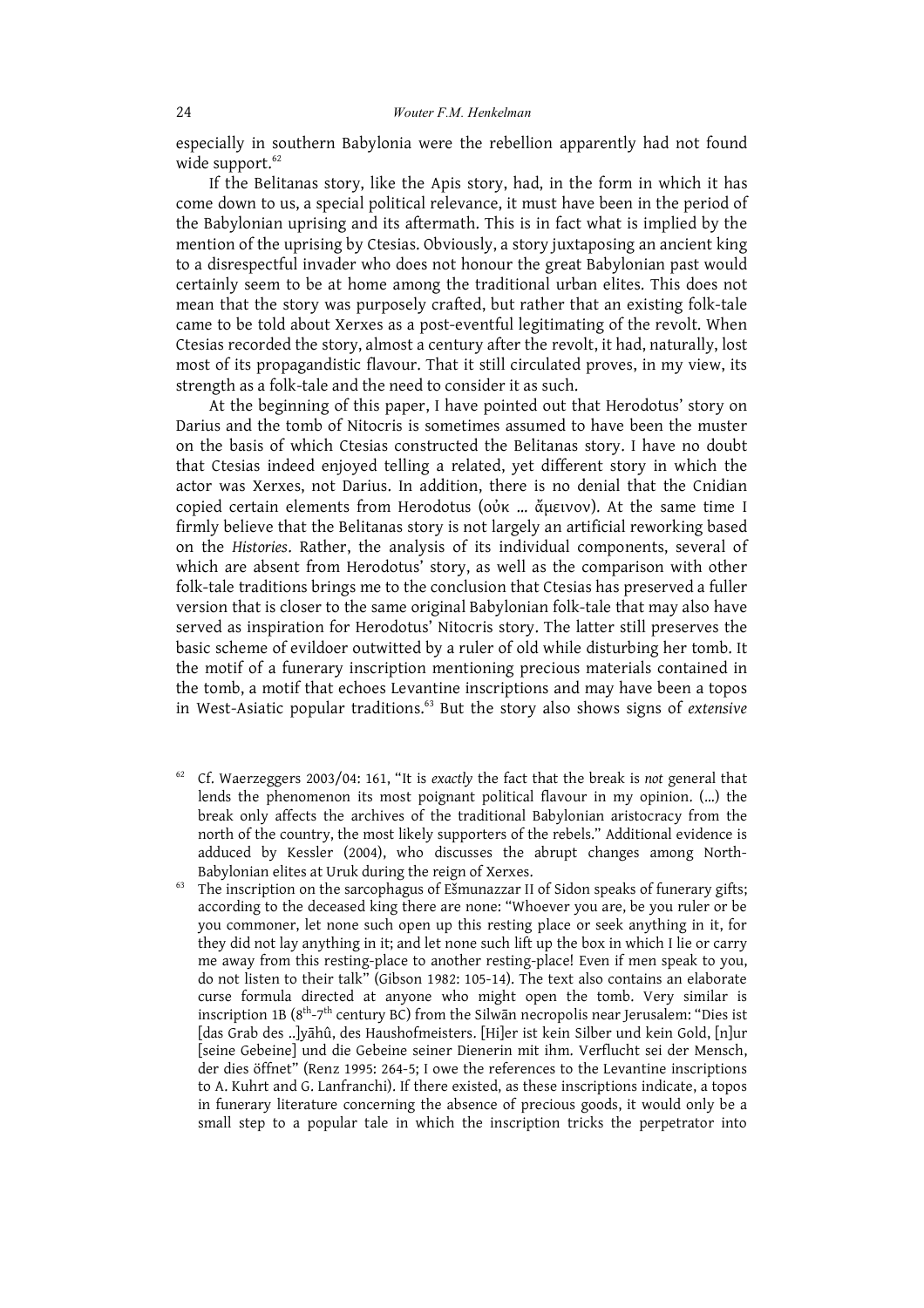especially in southern Babylonia were the rebellion apparently had not found wide support.[62]

If the Belitanas story, like the Apis story, had, in the form in which it has come down to us, a special political relevance, it must have been in the period of the Babylonian uprising and its aftermath. This is in fact what is implied by the mention of the uprising by Ctesias. Obviously, a story juxtaposing an ancient king to a disrespectful invader who does not honour the great Babylonian past would certainly seem to be at home among the traditional urban elites. This does not mean that the story was purposely crafted, but rather that an existing folk-tale came to be told about Xerxes as a post-eventful legitimating of the revolt. When Ctesias recorded the story, almost a century after the revolt, it had, naturally, lost most of its propagandistic flavour. That it still circulated proves, in my view, its strength as a folk-tale and the need to consider it as such.

At the beginning of this paper, I have pointed out that Herodotus' story on Darius and the tomb of Nitocris is sometimes assumed to have been the muster on the basis of which Ctesias constructed the Belitanas story. I have no doubt that Ctesias indeed enjoyed telling a related, yet different story in which the actor was Xerxes, not Darius. In addition, there is no denial that the Cnidian copied certain elements from Herodotus (οὐκ … ἄμεινον). At the same time I firmly believe that the Belitanas story is not largely an artificial reworking based on the *Histories*. Rather, the analysis of its individual components, several of which are absent from Herodotus' story, as well as the comparison with other folk-tale traditions brings me to the conclusion that Ctesias has preserved a fuller version that is closer to the same original Babylonian folk-tale that may also have served as inspiration for Herodotus' Nitocris story. The latter still preserves the basic scheme of evildoer outwitted by a ruler of old while disturbing her tomb. It the motif of a funerary inscription mentioning precious materials contained in the tomb, a motif that echoes Levantine inscriptions and may have been a topos in West-Asiatic popular traditions.[63] But the story also shows signs of *extensive*

[62] Cf. Waerzeggers 2003/04: 161, "It is *exactly* the fact that the break is *not* general that lends the phenomenon its most poignant political flavour in my opinion. (…) the break only affects the archives of the traditional Babylonian aristocracy from the north of the country, the most likely supporters of the rebels." Additional evidence is adduced by Kessler (2004), who discusses the abrupt changes among North-Babylonian elites at Uruk during the reign of Xerxes.

[63] The inscription on the sarcophagus of Ešmunazzar II of Sidon speaks of funerary gifts; according to the deceased king there are none: "Whoever you are, be you ruler or be you commoner, let none such open up this resting place or seek anything in it, for they did not lay anything in it; and let none such lift up the box in which I lie or carry me away from this resting-place to another resting-place! Even if men speak to you, do not listen to their talk" (Gibson 1982: 105-14). The text also contains an elaborate curse formula directed at anyone who might open the tomb. Very similar is inscription 1B (8th-7th century BC) from the Silwān necropolis near Jerusalem: "Dies ist [das Grab des ..]yāhû, des Haushofmeisters. [Hi]er ist kein Silber und kein Gold, [n]ur [seine Gebeine] und die Gebeine seiner Dienerin mit ihm. Verflucht sei der Mensch, der dies öffnet" (Renz 1995: 264-5; I owe the references to the Levantine inscriptions to A. Kuhrt and G. Lanfranchi). If there existed, as these inscriptions indicate, a topos in funerary literature concerning the absence of precious goods, it would only be a small step to a popular tale in which the inscription tricks the perpetrator into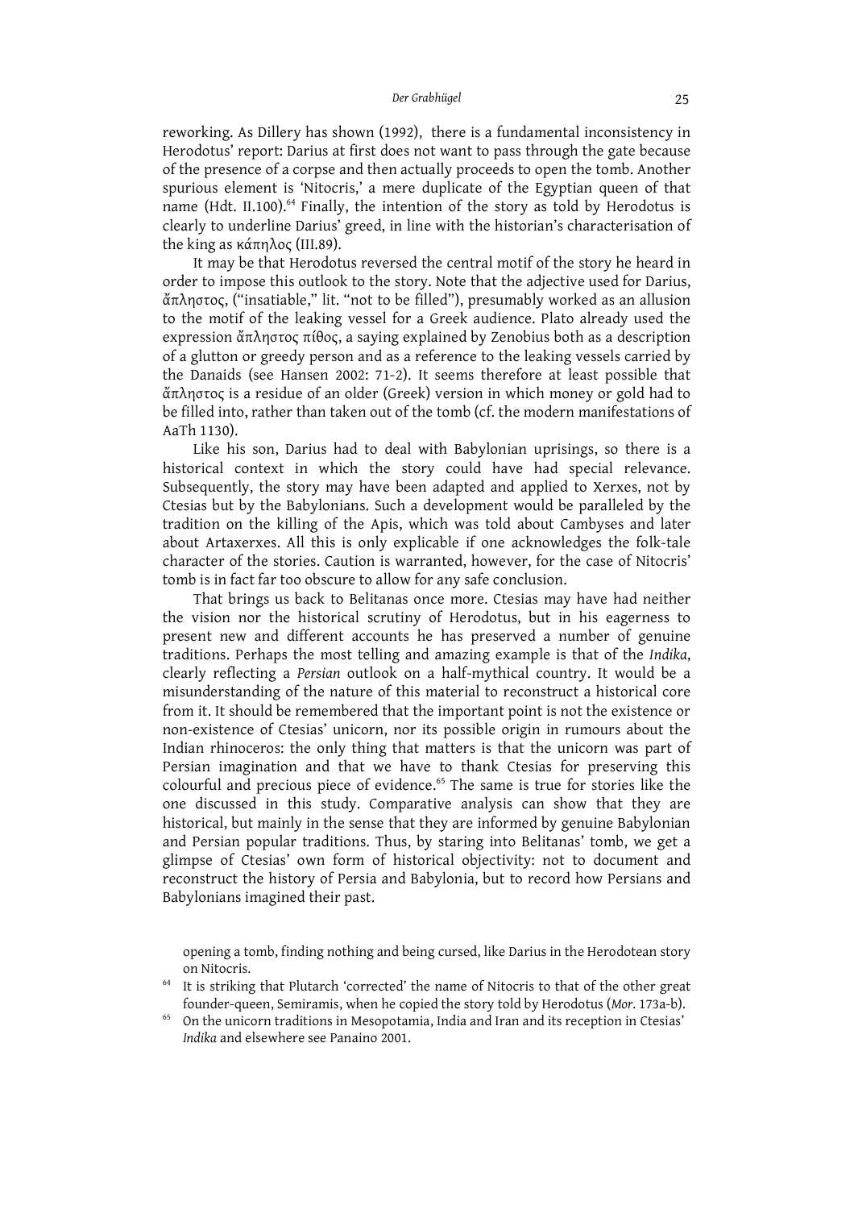reworking. As Dillery has shown (1992), there is a fundamental inconsistency in Herodotus' report: Darius at first does not want to pass through the gate because of the presence of a corpse and then actually proceeds to open the tomb. Another spurious element is 'Nitocris,' a mere duplicate of the Egyptian queen of that name (Hdt. II.100).[64] Finally, the intention of the story as told by Herodotus is clearly to underline Darius' greed, in line with the historian's characterisation of the king as κάπηλος (III.89).

It may be that Herodotus reversed the central motif of the story he heard in order to impose this outlook to the story. Note that the adjective used for Darius, ἄπληστος, ("insatiable," lit. "not to be filled"), presumably worked as an allusion to the motif of the leaking vessel for a Greek audience. Plato already used the expression ἄπληστος πίθος, a saying explained by Zenobius both as a description of a glutton or greedy person and as a reference to the leaking vessels carried by the Danaids (see Hansen 2002: 71-2). It seems therefore at least possible that ἄπληστος is a residue of an older (Greek) version in which money or gold had to be filled into, rather than taken out of the tomb (cf. the modern manifestations of AaTh 1130).

Like his son, Darius had to deal with Babylonian uprisings, so there is a historical context in which the story could have had special relevance. Subsequently, the story may have been adapted and applied to Xerxes, not by Ctesias but by the Babylonians. Such a development would be paralleled by the tradition on the killing of the Apis, which was told about Cambyses and later about Artaxerxes. All this is only explicable if one acknowledges the folk-tale character of the stories. Caution is warranted, however, for the case of Nitocris' tomb is in fact far too obscure to allow for any safe conclusion.

That brings us back to Belitanas once more. Ctesias may have had neither the vision nor the historical scrutiny of Herodotus, but in his eagerness to present new and different accounts he has preserved a number of genuine traditions. Perhaps the most telling and amazing example is that of the *Indika*, clearly reflecting a *Persian* outlook on a half-mythical country. It would be a misunderstanding of the nature of this material to reconstruct a historical core from it. It should be remembered that the important point is not the existence or non-existence of Ctesias' unicorn, nor its possible origin in rumours about the Indian rhinoceros: the only thing that matters is that the unicorn was part of Persian imagination and that we have to thank Ctesias for preserving this colourful and precious piece of evidence.[65] The same is true for stories like the one discussed in this study. Comparative analysis can show that they are historical, but mainly in the sense that they are informed by genuine Babylonian and Persian popular traditions. Thus, by staring into Belitanas' tomb, we get a glimpse of Ctesias' own form of historical objectivity: not to document and reconstruct the history of Persia and Babylonia, but to record how Persians and Babylonians imagined their past.

---

opening a tomb, finding nothing and being cursed, like Darius in the Herodotean story on Nitocris.

[64] It is striking that Plutarch 'corrected' the name of Nitocris to that of the other great founder-queen, Semiramis, when he copied the story told by Herodotus (*Mor.* 173a-b).

[65] On the unicorn traditions in Mesopotamia, India and Iran and its reception in Ctesias' *Indika* and elsewhere see Panaino 2001.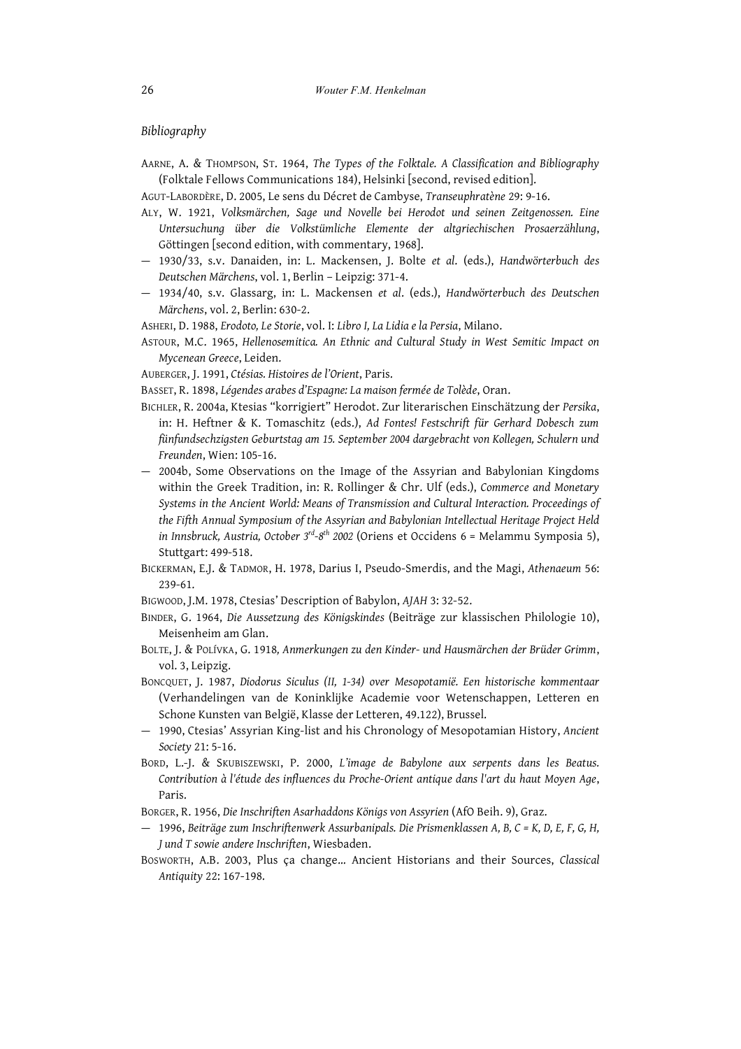*Bibliography*

AARNE, A. & THOMPSON, ST. 1964, *The Types of the Folktale. A Classification and Bibliography* (Folktale Fellows Communications 184), Helsinki [second, revised edition].

AGUT-LABORDÈRE, D. 2005, Le sens du Décret de Cambyse, *Transeuphratène* 29: 9-16.

ALY, W. 1921, *Volksmärchen, Sage und Novelle bei Herodot und seinen Zeitgenossen. Eine Untersuchung über die Volkstümliche Elemente der altgriechischen Prosaerzählung*, Göttingen [second edition, with commentary, 1968].

— 1930/33, s.v. Danaiden, in: L. Mackensen, J. Bolte *et al.* (eds.), *Handwörterbuch des Deutschen Märchens*, vol. 1, Berlin – Leipzig: 371-4.

— 1934/40, s.v. Glassarg, in: L. Mackensen *et al.* (eds.), *Handwörterbuch des Deutschen Märchens*, vol. 2, Berlin: 630-2.

ASHERI, D. 1988, *Erodoto, Le Storie*, vol. I: *Libro I, La Lidia e la Persia*, Milano.

ASTOUR, M.C. 1965, *Hellenosemitica. An Ethnic and Cultural Study in West Semitic Impact on Mycenean Greece*, Leiden.

AUBERGER, J. 1991, *Ctésias. Histoires de l'Orient*, Paris.

BASSET, R. 1898, *Légendes arabes d'Espagne: La maison fermée de Tolède*, Oran.

BICHLER, R. 2004a, Ktesias "korrigiert" Herodot. Zur literarischen Einschätzung der *Persika*, in: H. Heftner & K. Tomaschitz (eds.), *Ad Fontes! Festschrift für Gerhard Dobesch zum fünfundsechzigsten Geburtstag am 15. September 2004 dargebracht von Kollegen, Schulern und Freunden*, Wien: 105-16.

— 2004b, Some Observations on the Image of the Assyrian and Babylonian Kingdoms within the Greek Tradition, in: R. Rollinger & Chr. Ulf (eds.), *Commerce and Monetary Systems in the Ancient World: Means of Transmission and Cultural Interaction. Proceedings of the Fifth Annual Symposium of the Assyrian and Babylonian Intellectual Heritage Project Held in Innsbruck, Austria, October 3rd–8th 2002* (Oriens et Occidens 6 = Melammu Symposia 5), Stuttgart: 499-518.

BICKERMAN, E.J. & TADMOR, H. 1978, Darius I, Pseudo-Smerdis, and the Magi, *Athenaeum* 56: 239-61.

BIGWOOD, J.M. 1978, Ctesias' Description of Babylon, *AJAH* 3: 32-52.

BINDER, G. 1964, *Die Aussetzung des Königskindes* (Beiträge zur klassischen Philologie 10), Meisenheim am Glan.

BOLTE, J. & POLÍVKA, G. 1918, *Anmerkungen zu den Kinder- und Hausmärchen der Brüder Grimm*, vol. 3, Leipzig.

BONCQUET, J. 1987, *Diodorus Siculus (II, 1-34) over Mesopotamië. Een historische kommentaar* (Verhandelingen van de Koninklijke Academie voor Wetenschappen, Letteren en Schone Kunsten van België, Klasse der Letteren, 49.122), Brussel.

— 1990, Ctesias' Assyrian King-list and his Chronology of Mesopotamian History, *Ancient Society* 21: 5-16.

BORD, L.-J. & SKUBISZEWSKI, P. 2000, *L'image de Babylone aux serpents dans les Beatus. Contribution à l'étude des influences du Proche-Orient antique dans l'art du haut Moyen Age*, Paris.

BORGER, R. 1956, *Die Inschriften Asarhaddons Königs von Assyrien* (AfO Beih. 9), Graz.

— 1996, *Beiträge zum Inschriftenwerk Assurbanipals. Die Prismenklassen A, B, C = K, D, E, F, G, H, J und T sowie andere Inschriften*, Wiesbaden.

BOSWORTH, A.B. 2003, Plus ça change... Ancient Historians and their Sources, *Classical Antiquity* 22: 167-198.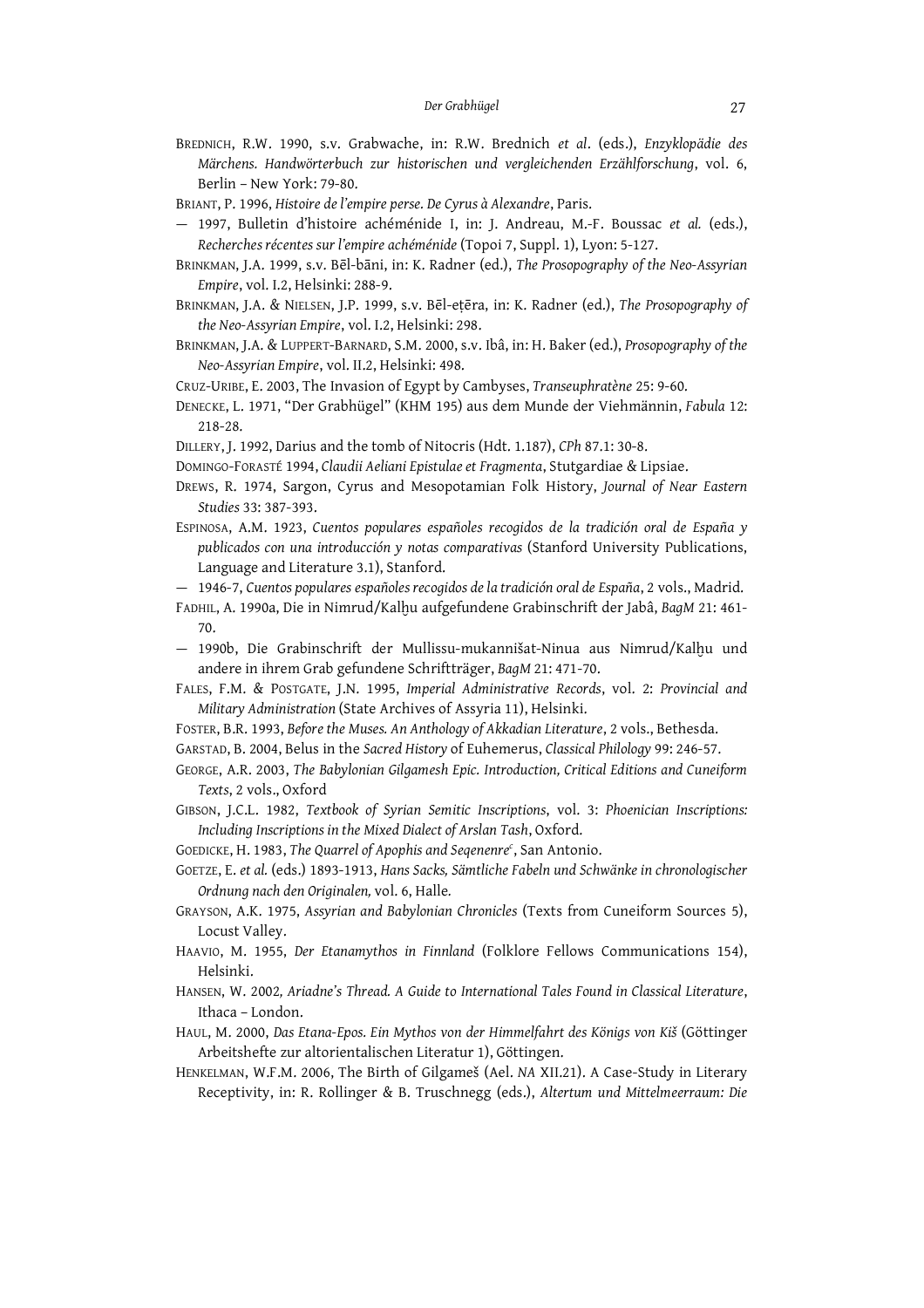BREDNICH, R.W. 1990, s.v. Grabwache, in: R.W. Brednich *et al*. (eds.), *Enzyklopädie des Märchens. Handwörterbuch zur historischen und vergleichenden Erzählforschung*, vol. 6, Berlin – New York: 79-80.

BRIANT, P. 1996, *Histoire de l'empire perse. De Cyrus à Alexandre*, Paris.

— 1997, Bulletin d'histoire achéménide I, in: J. Andreau, M.-F. Boussac *et al.* (eds.), *Recherches récentes sur l'empire achéménide* (Topoi 7, Suppl. 1), Lyon: 5-127.

BRINKMAN, J.A. 1999, s.v. Bēl-bāni, in: K. Radner (ed.), *The Prosopography of the Neo-Assyrian Empire*, vol. I.2, Helsinki: 288-9.

BRINKMAN, J.A. & NIELSEN, J.P. 1999, s.v. Bēl-eṭēra, in: K. Radner (ed.), *The Prosopography of the Neo-Assyrian Empire*, vol. I.2, Helsinki: 298.

BRINKMAN, J.A. & LUPPERT-BARNARD, S.M. 2000, s.v. Ibâ, in: H. Baker (ed.), *Prosopography of the Neo-Assyrian Empire*, vol. II.2, Helsinki: 498.

CRUZ-URIBE, E. 2003, The Invasion of Egypt by Cambyses, *Transeuphratène* 25: 9-60.

DENECKE, L. 1971, "Der Grabhügel" (KHM 195) aus dem Munde der Viehmännin, *Fabula* 12: 218-28.

DILLERY, J. 1992, Darius and the tomb of Nitocris (Hdt. 1.187), *CPh* 87.1: 30-8.

DOMINGO-FORASTÉ 1994, *Claudii Aeliani Epistulae et Fragmenta*, Stutgardiae & Lipsiae.

DREWS, R. 1974, Sargon, Cyrus and Mesopotamian Folk History, *Journal of Near Eastern Studies* 33: 387-393.

ESPINOSA, A.M. 1923, *Cuentos populares españoles recogidos de la tradición oral de España y publicados con una introducción y notas comparativas* (Stanford University Publications, Language and Literature 3.1), Stanford.

— 1946-7, *Cuentos populares españoles recogidos de la tradición oral de España*, 2 vols., Madrid.

FADHIL, A. 1990a, Die in Nimrud/Kalḫu aufgefundene Grabinschrift der Jabâ, *BagM* 21: 461-70.

— 1990b, Die Grabinschrift der Mullissu-mukannišat-Ninua aus Nimrud/Kalḫu und andere in ihrem Grab gefundene Schriftträger, *BagM* 21: 471-70.

FALES, F.M. & POSTGATE, J.N. 1995, *Imperial Administrative Records*, vol. 2: *Provincial and Military Administration* (State Archives of Assyria 11), Helsinki.

FOSTER, B.R. 1993, *Before the Muses. An Anthology of Akkadian Literature*, 2 vols., Bethesda.

GARSTAD, B. 2004, Belus in the *Sacred History* of Euhemerus, *Classical Philology* 99: 246-57.

GEORGE, A.R. 2003, *The Babylonian Gilgamesh Epic. Introduction, Critical Editions and Cuneiform Texts*, 2 vols., Oxford

GIBSON, J.C.L. 1982, *Textbook of Syrian Semitic Inscriptions*, vol. 3: *Phoenician Inscriptions: Including Inscriptions in the Mixed Dialect of Arslan Tash*, Oxford.

GOEDICKE, H. 1983, *The Quarrel of Apophis and Seqenenreᶜ*, San Antonio.

GOETZE, E. *et al.* (eds.) 1893-1913, *Hans Sacks, Sämtliche Fabeln und Schwänke in chronologischer Ordnung nach den Originalen,* vol. 6, Halle.

GRAYSON, A.K. 1975, *Assyrian and Babylonian Chronicles* (Texts from Cuneiform Sources 5), Locust Valley.

HAAVIO, M. 1955, *Der Etanamythos in Finnland* (Folklore Fellows Communications 154), Helsinki.

HANSEN, W. 2002, *Ariadne's Thread. A Guide to International Tales Found in Classical Literature*, Ithaca – London.

HAUL, M. 2000, *Das Etana-Epos. Ein Mythos von der Himmelfahrt des Königs von Kiš* (Göttinger Arbeitshefte zur altorientalischen Literatur 1), Göttingen.

HENKELMAN, W.F.M. 2006, The Birth of Gilgameš (Ael. *NA* XII.21). A Case-Study in Literary Receptivity, in: R. Rollinger & B. Truschnegg (eds.), *Altertum und Mittelmeerraum: Die*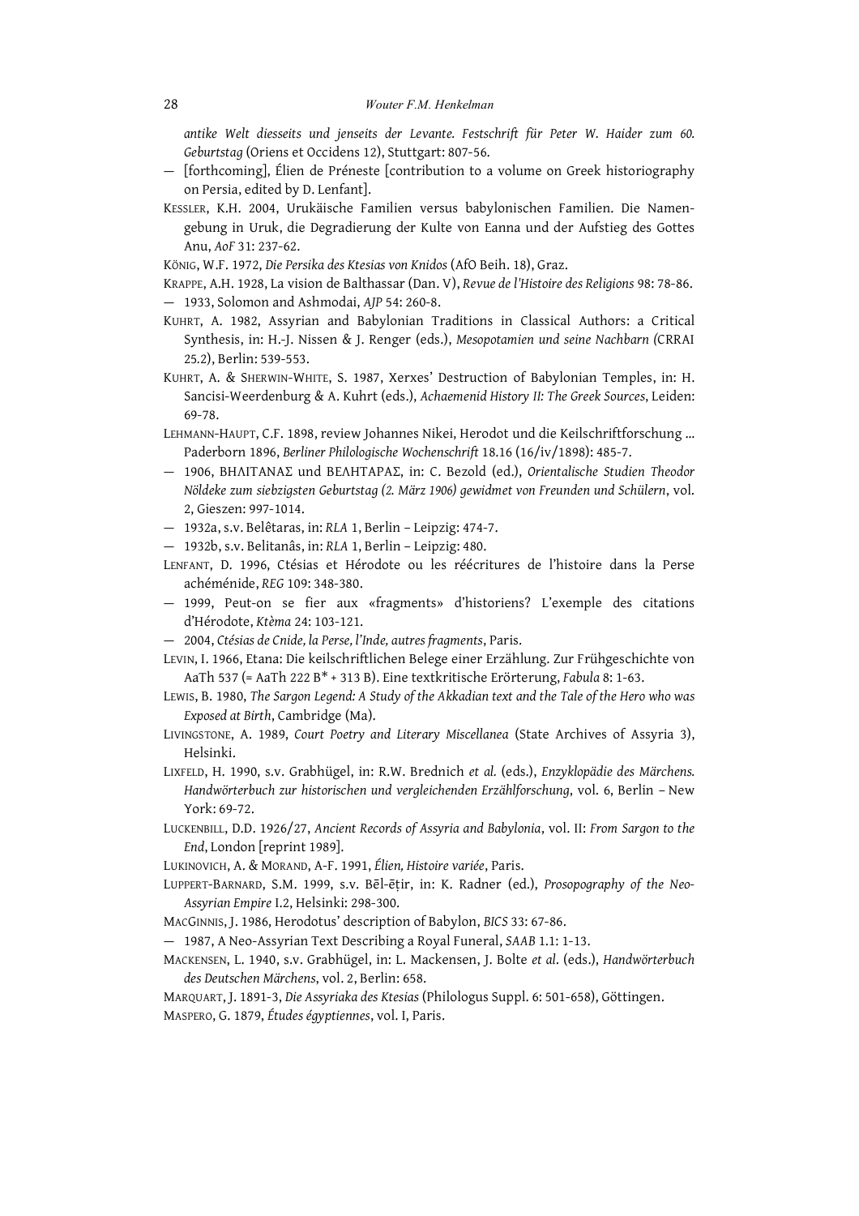*antike Welt diesseits und jenseits der Levante. Festschrift für Peter W. Haider zum 60. Geburtstag* (Oriens et Occidens 12), Stuttgart: 807-56.

— [forthcoming], Élien de Préneste [contribution to a volume on Greek historiography on Persia, edited by D. Lenfant].

KESSLER, K.H. 2004, Urukäische Familien versus babylonischen Familien. Die Namengebung in Uruk, die Degradierung der Kulte von Eanna und der Aufstieg des Gottes Anu, *AoF* 31: 237-62.

KÖNIG, W.F. 1972, *Die Persika des Ktesias von Knidos* (AfO Beih. 18), Graz.

KRAPPE, A.H. 1928, La vision de Balthassar (Dan. V), *Revue de l'Histoire des Religions* 98: 78-86.

— 1933, Solomon and Ashmodai, *AJP* 54: 260-8.

KUHRT, A. 1982, Assyrian and Babylonian Traditions in Classical Authors: a Critical Synthesis, in: H.-J. Nissen & J. Renger (eds.), *Mesopotamien und seine Nachbarn (*CRRAI 25.2), Berlin: 539-553.

KUHRT, A. & SHERWIN-WHITE, S. 1987, Xerxes' Destruction of Babylonian Temples, in: H. Sancisi-Weerdenburg & A. Kuhrt (eds.), *Achaemenid History II: The Greek Sources*, Leiden: 69-78.

LEHMANN-HAUPT, C.F. 1898, review Johannes Nikei, Herodot und die Keilschriftforschung ... Paderborn 1896, *Berliner Philologische Wochenschrift* 18.16 (16/iv/1898): 485-7.

— 1906, ΒΗΛΙΤΑΝΑΣ und ΒΕΛΗΤΑΡΑΣ, in: C. Bezold (ed.), *Orientalische Studien Theodor Nöldeke zum siebzigsten Geburtstag (2. März 1906) gewidmet von Freunden und Schülern*, vol. 2, Gieszen: 997-1014.

— 1932a, s.v. Belêtaras, in: *RLA* 1, Berlin – Leipzig: 474-7.

— 1932b, s.v. Belitanâs, in: *RLA* 1, Berlin – Leipzig: 480.

LENFANT, D. 1996, Ctésias et Hérodote ou les réécritures de l'histoire dans la Perse achéménide, *REG* 109: 348-380.

— 1999, Peut-on se fier aux «fragments» d'historiens? L'exemple des citations d'Hérodote, *Ktèma* 24: 103-121.

— 2004, *Ctésias de Cnide, la Perse, l'Inde, autres fragments*, Paris.

LEVIN, I. 1966, Etana: Die keilschriftlichen Belege einer Erzählung. Zur Frühgeschichte von AaTh 537 (= AaTh 222 B* + 313 B). Eine textkritische Erörterung, *Fabula* 8: 1-63.

LEWIS, B. 1980, *The Sargon Legend: A Study of the Akkadian text and the Tale of the Hero who was Exposed at Birth*, Cambridge (Ma).

LIVINGSTONE, A. 1989, *Court Poetry and Literary Miscellanea* (State Archives of Assyria 3), Helsinki.

LIXFELD, H. 1990, s.v. Grabhügel, in: R.W. Brednich *et al.* (eds.), *Enzyklopädie des Märchens. Handwörterbuch zur historischen und vergleichenden Erzählforschung*, vol. 6, Berlin – New York: 69-72.

LUCKENBILL, D.D. 1926/27, *Ancient Records of Assyria and Babylonia*, vol. II: *From Sargon to the End*, London [reprint 1989].

LUKINOVICH, A. & MORAND, A-F. 1991, *Élien, Histoire variée*, Paris.

LUPPERT-BARNARD, S.M. 1999, s.v. Bēl-ēṭir, in: K. Radner (ed.), *Prosopography of the Neo-Assyrian Empire* I.2, Helsinki: 298-300.

MACGINNIS, J. 1986, Herodotus' description of Babylon, *BICS* 33: 67-86.

— 1987, A Neo-Assyrian Text Describing a Royal Funeral, *SAAB* 1.1: 1-13.

MACKENSEN, L. 1940, s.v. Grabhügel, in: L. Mackensen, J. Bolte *et al.* (eds.), *Handwörterbuch des Deutschen Märchens*, vol. 2, Berlin: 658.

MARQUART, J. 1891-3, *Die Assyriaka des Ktesias* (Philologus Suppl. 6: 501-658), Göttingen.

MASPERO, G. 1879, *Études égyptiennes*, vol. I, Paris.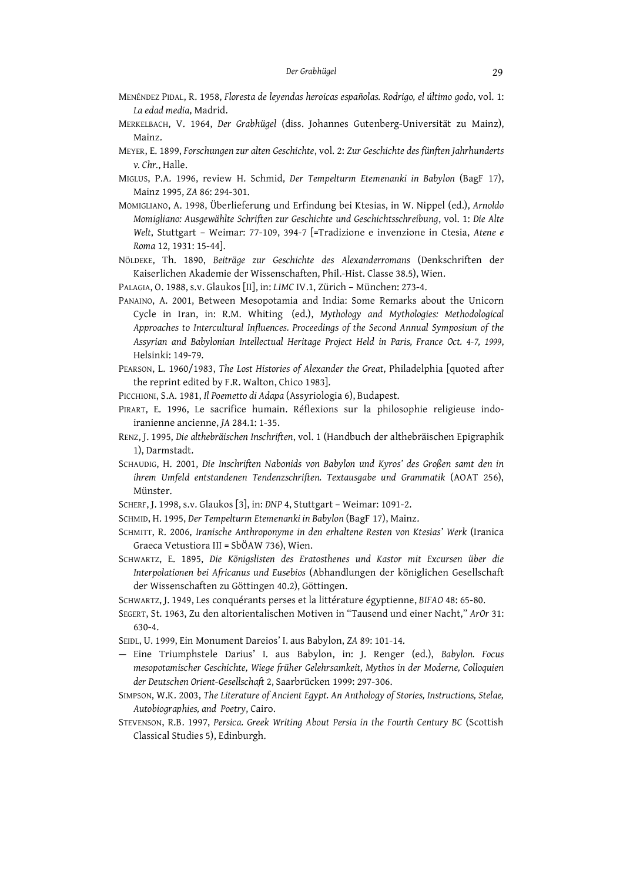Menéndez Pidal, R. 1958, *Floresta de leyendas heroicas españolas. Rodrigo, el último godo*, vol. 1: *La edad media*, Madrid.

Merkelbach, V. 1964, *Der Grabhügel* (diss. Johannes Gutenberg-Universität zu Mainz), Mainz.

Meyer, E. 1899, *Forschungen zur alten Geschichte*, vol. 2: *Zur Geschichte des fünften Jahrhunderts v. Chr.*, Halle.

Miglus, P.A. 1996, review H. Schmid, *Der Tempelturm Etemenanki in Babylon* (BagF 17), Mainz 1995, *ZA* 86: 294-301.

Momigliano, A. 1998, Überlieferung und Erfindung bei Ktesias, in W. Nippel (ed.), *Arnoldo Momigliano: Ausgewählte Schriften zur Geschichte und Geschichtsschreibung*, vol. 1: *Die Alte Welt*, Stuttgart – Weimar: 77-109, 394-7 [=Tradizione e invenzione in Ctesia, *Atene e Roma* 12, 1931: 15-44].

Nöldeke, Th. 1890, *Beiträge zur Geschichte des Alexanderromans* (Denkschriften der Kaiserlichen Akademie der Wissenschaften, Phil.-Hist. Classe 38.5), Wien.

Palagia, O. 1988, s.v. Glaukos [II], in: *LIMC* IV.1, Zürich – München: 273-4.

Panaino, A. 2001, Between Mesopotamia and India: Some Remarks about the Unicorn Cycle in Iran, in: R.M. Whiting (ed.), *Mythology and Mythologies: Methodological Approaches to Intercultural Influences. Proceedings of the Second Annual Symposium of the Assyrian and Babylonian Intellectual Heritage Project Held in Paris, France Oct. 4-7, 1999*, Helsinki: 149-79.

Pearson, L. 1960/1983, *The Lost Histories of Alexander the Great*, Philadelphia [quoted after the reprint edited by F.R. Walton, Chico 1983].

Picchioni, S.A. 1981, *Il Poemetto di Adapa* (Assyriologia 6), Budapest.

Pirart, E. 1996, Le sacrifice humain. Réflexions sur la philosophie religieuse indo-iranienne ancienne, *JA* 284.1: 1-35.

Renz, J. 1995, *Die althebräischen Inschriften*, vol. 1 (Handbuch der althebräischen Epigraphik 1), Darmstadt.

Schaudig, H. 2001, *Die Inschriften Nabonids von Babylon und Kyros' des Großen samt den in ihrem Umfeld entstandenen Tendenzschriften. Textausgabe und Grammatik* (AOAT 256), Münster.

Scherf, J. 1998, s.v. Glaukos [3], in: *DNP* 4, Stuttgart – Weimar: 1091-2.

Schmid, H. 1995, *Der Tempelturm Etemenanki in Babylon* (BagF 17), Mainz.

Schmitt, R. 2006, *Iranische Anthroponyme in den erhaltene Resten von Ktesias' Werk* (Iranica Graeca Vetustiora III = SbÖAW 736), Wien.

Schwartz, E. 1895, *Die Königslisten des Eratosthenes und Kastor mit Excursen über die Interpolationen bei Africanus und Eusebios* (Abhandlungen der königlichen Gesellschaft der Wissenschaften zu Göttingen 40.2), Göttingen.

Schwartz, J. 1949, Les conquérants perses et la littérature égyptienne, *BIFAO* 48: 65-80.

Segert, St. 1963, Zu den altorientalischen Motiven in "Tausend und einer Nacht," *ArOr* 31: 630-4.

Seidl, U. 1999, Ein Monument Dareios' I. aus Babylon, *ZA* 89: 101-14.

— Eine Triumphstele Darius' I. aus Babylon, in: J. Renger (ed.), *Babylon. Focus mesopotamischer Geschichte, Wiege früher Gelehrsamkeit, Mythos in der Moderne, Colloquien der Deutschen Orient-Gesellschaft* 2, Saarbrücken 1999: 297-306.

Simpson, W.K. 2003, *The Literature of Ancient Egypt. An Anthology of Stories, Instructions, Stelae, Autobiographies, and Poetry*, Cairo.

Stevenson, R.B. 1997, *Persica. Greek Writing About Persia in the Fourth Century BC* (Scottish Classical Studies 5), Edinburgh.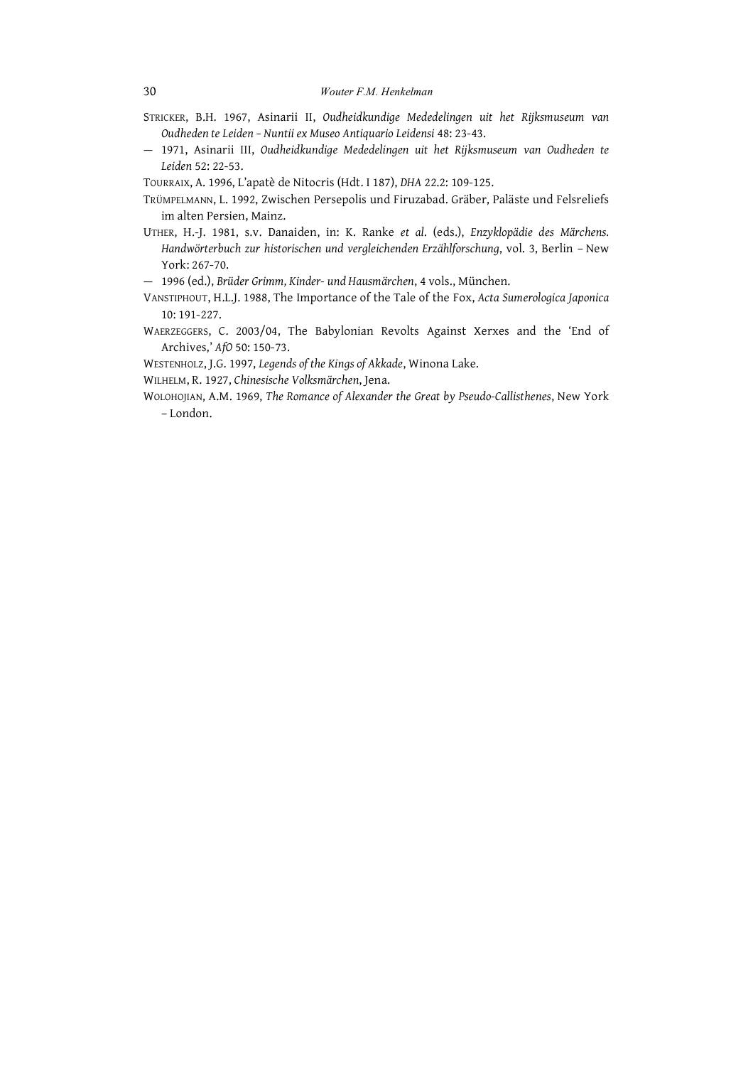STRICKER, B.H. 1967, Asinarii II, *Oudheidkundige Mededelingen uit het Rijksmuseum van Oudheden te Leiden – Nuntii ex Museo Antiquario Leidensi* 48: 23-43.

— 1971, Asinarii III, *Oudheidkundige Mededelingen uit het Rijksmuseum van Oudheden te Leiden* 52: 22-53.

TOURRAIX, A. 1996, L'apatè de Nitocris (Hdt. I 187), *DHA* 22.2: 109-125.

TRÜMPELMANN, L. 1992, Zwischen Persepolis und Firuzabad. Gräber, Paläste und Felsreliefs im alten Persien, Mainz.

UTHER, H.-J. 1981, s.v. Danaiden, in: K. Ranke *et al.* (eds.), *Enzyklopädie des Märchens. Handwörterbuch zur historischen und vergleichenden Erzählforschung*, vol. 3, Berlin – New York: 267-70.

— 1996 (ed.), *Brüder Grimm, Kinder- und Hausmärchen*, 4 vols., München.

VANSTIPHOUT, H.L.J. 1988, The Importance of the Tale of the Fox, *Acta Sumerologica Japonica* 10: 191-227.

WAERZEGGERS, C. 2003/04, The Babylonian Revolts Against Xerxes and the 'End of Archives,' *AfO* 50: 150-73.

WESTENHOLZ, J.G. 1997, *Legends of the Kings of Akkade*, Winona Lake.

WILHELM, R. 1927, *Chinesische Volksmärchen*, Jena.

WOLOHOJIAN, A.M. 1969, *The Romance of Alexander the Great by Pseudo-Callisthenes*, New York – London.